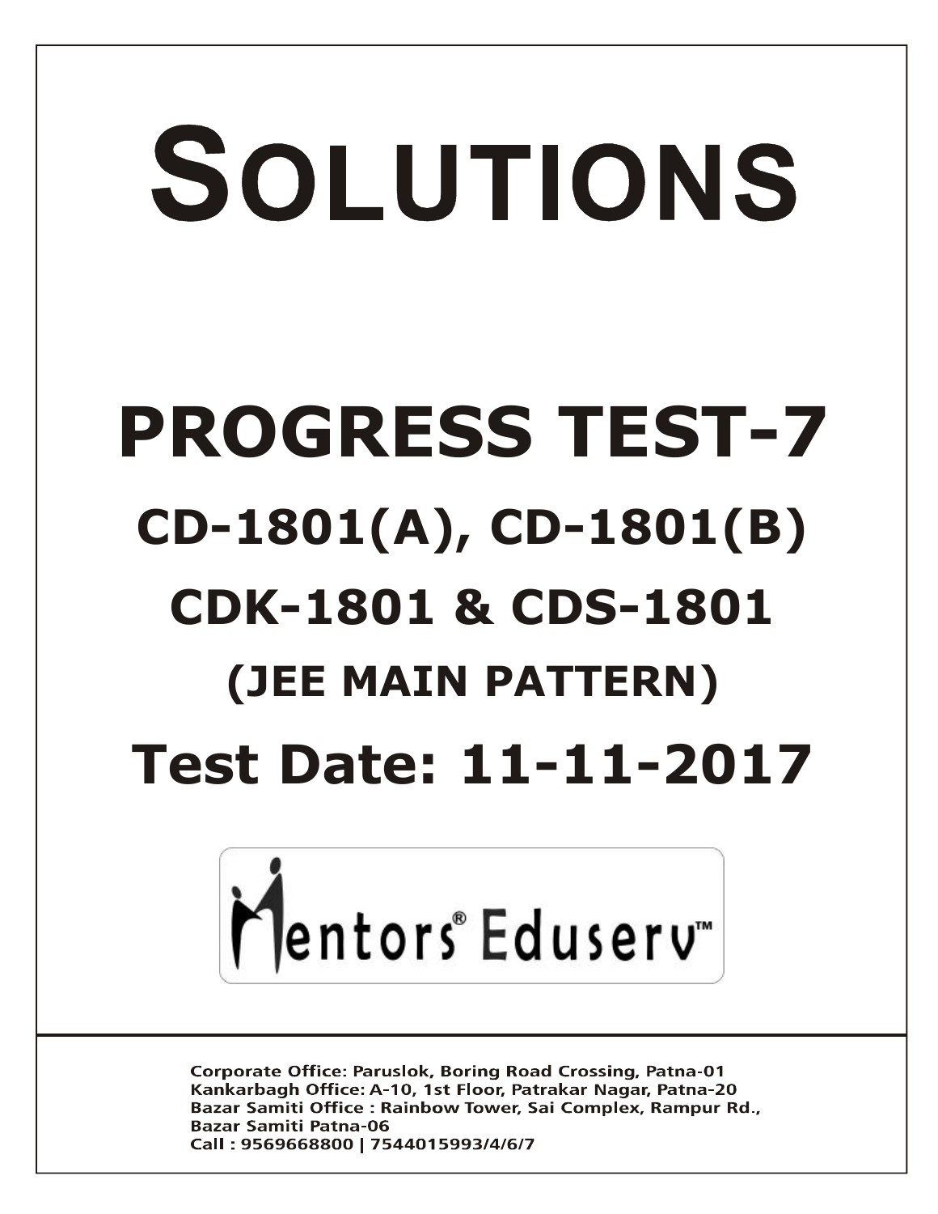# SOLUTIONS

# PROGRESS TEST-7

## CD-1801(A), CD-1801(B)

## CDK-1801 & CDS-1801

### (JEE MAIN PATTERN)

## Test Date: 11-11-2017

Mentors® Eduserv™

**Corporate Office: Paruslok, Boring Road Crossing, Patna-01**
**Kankarbagh Office: A-10, 1st Floor, Patrakar Nagar, Patna-20**
**Bazar Samiti Office : Rainbow Tower, Sai Complex, Rampur Rd., Bazar Samiti Patna-06**
**Call : 9569668800 | 7544015993/4/6/7**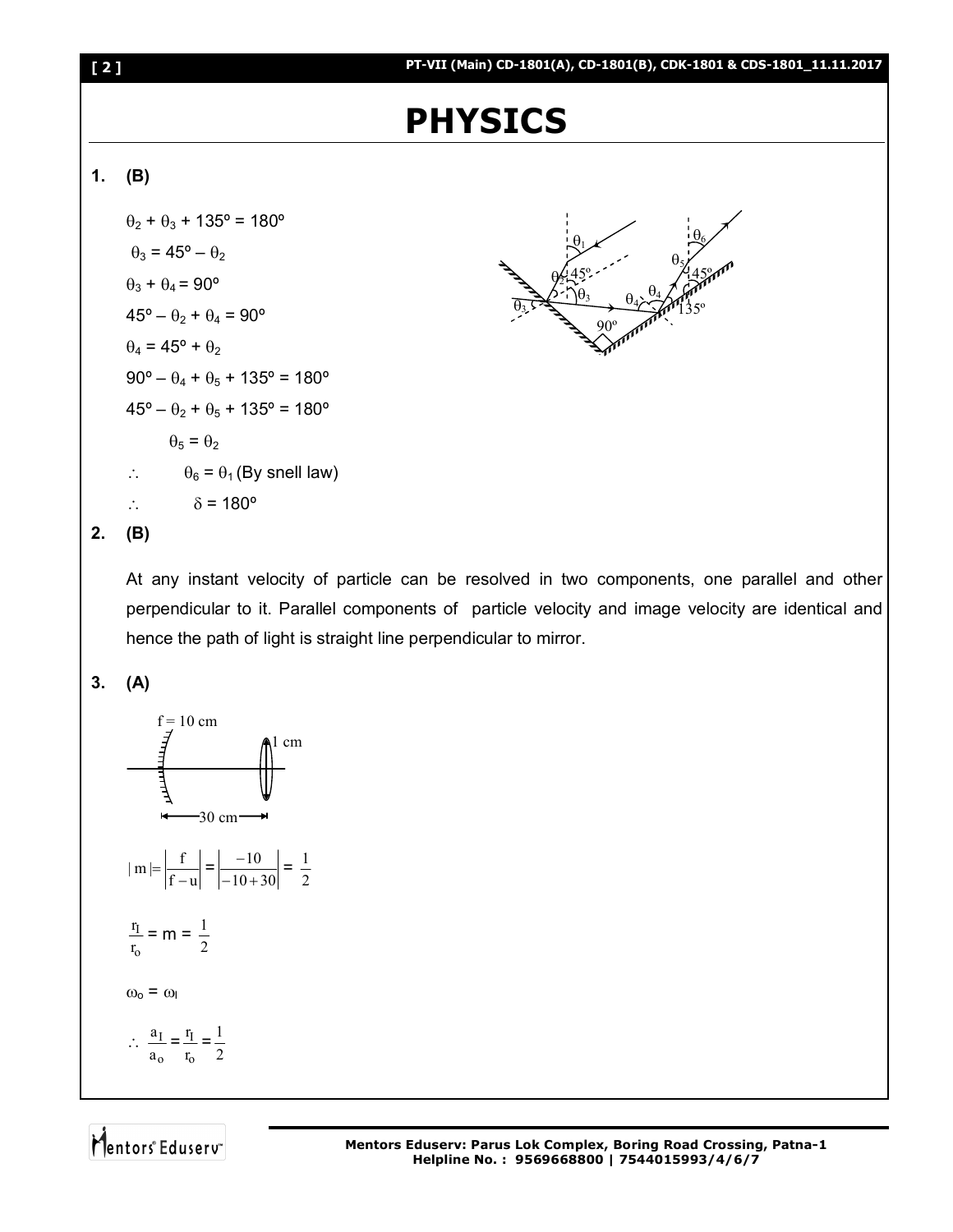# PHYSICS

**1. (B)**

$\theta_2 + \theta_3 + 135^\circ = 180^\circ$

$\theta_3 = 45^\circ - \theta_2$

$\theta_3 + \theta_4 = 90^\circ$

$45^\circ - \theta_2 + \theta_4 = 90^\circ$

$\theta_4 = 45^\circ + \theta_2$

$90^\circ - \theta_4 + \theta_5 + 135^\circ = 180^\circ$

$45^\circ - \theta_2 + \theta_5 + 135^\circ = 180^\circ$

$\theta_5 = \theta_2$

$\therefore \quad \theta_6 = \theta_1$ (By snell law)

$\therefore \quad \delta = 180^\circ$

**2. (B)**

At any instant velocity of particle can be resolved in two components, one parallel and other perpendicular to it. Parallel components of particle velocity and image velocity are identical and hence the path of light is straight line perpendicular to mirror.

**3. (A)**

f = 10 cm, 1 cm, 30 cm

$$|m| = \left|\frac{f}{f-u}\right| = \left|\frac{-10}{-10+30}\right| = \frac{1}{2}$$

$$\frac{r_I}{r_o} = m = \frac{1}{2}$$

$$\omega_o = \omega_I$$

$$\therefore \frac{a_I}{a_o} = \frac{r_I}{r_o} = \frac{1}{2}$$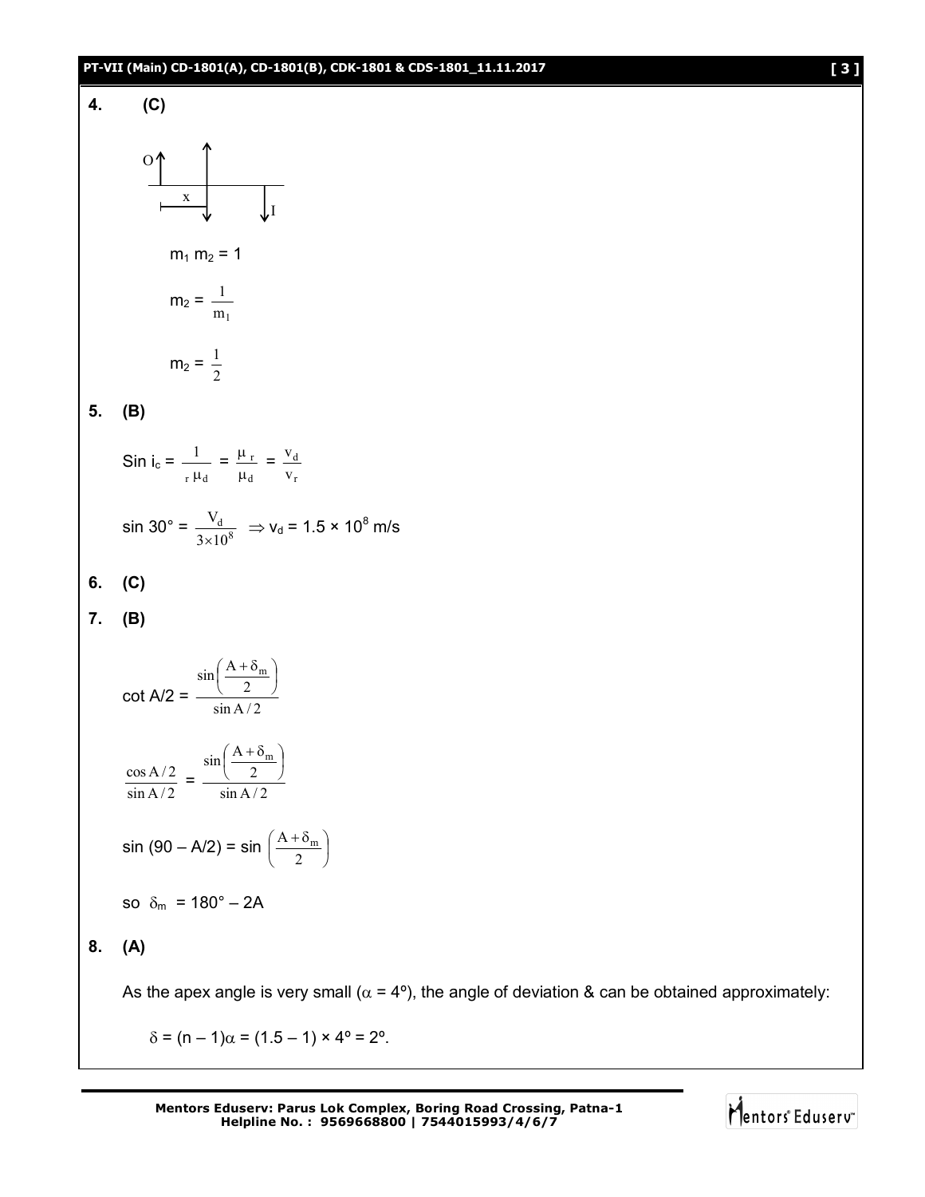**4.** **(C)**

O, x, I

$m_1 \, m_2 = 1$

$m_2 = \frac{1}{m_1}$

$m_2 = \frac{1}{2}$

**5.** **(B)**

$\text{Sin } i_c = \frac{1}{{}_r\mu_d} = \frac{\mu_r}{\mu_d} = \frac{v_d}{v_r}$

$\sin 30° = \frac{V_d}{3 \times 10^8} \Rightarrow v_d = 1.5 \times 10^8$ m/s

**6.** **(C)**

**7.** **(B)**

$$\cot A/2 = \frac{\sin\left(\frac{A+\delta_m}{2}\right)}{\sin A/2}$$

$$\frac{\cos A/2}{\sin A/2} = \frac{\sin\left(\frac{A+\delta_m}{2}\right)}{\sin A/2}$$

$$\sin(90 - A/2) = \sin\left(\frac{A+\delta_m}{2}\right)$$

so $\delta_m = 180° - 2A$

**8.** **(A)**

As the apex angle is very small ($\alpha = 4°$), the angle of deviation & can be obtained approximately:

$\delta = (n - 1)\alpha = (1.5 - 1) \times 4° = 2°$.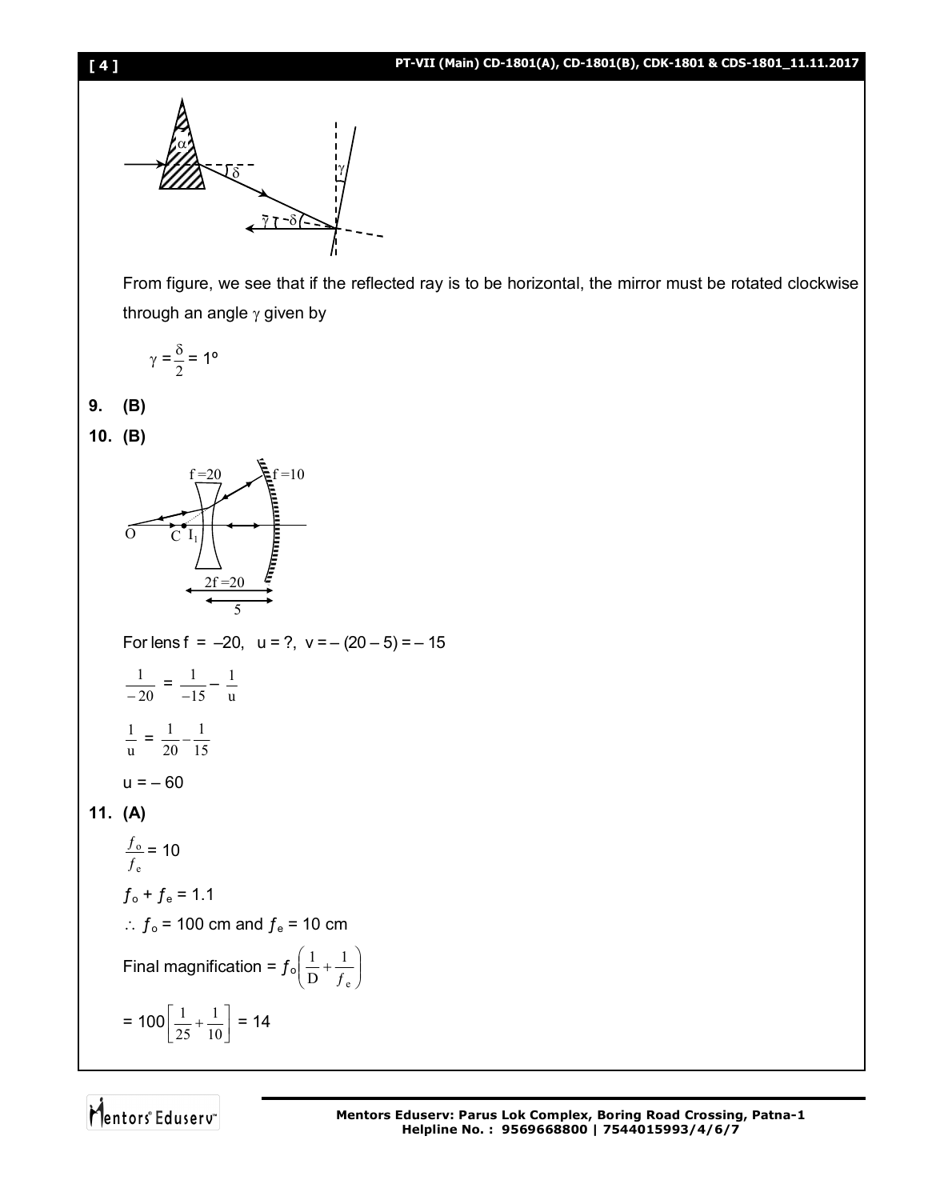From figure, we see that if the reflected ray is to be horizontal, the mirror must be rotated clockwise through an angle $\gamma$ given by

$$\gamma = \frac{\delta}{2} = 1^\circ$$

**9. (B)**

**10. (B)**

For lens $f = -20$, $u = ?$, $v = -(20 - 5) = -15$

$$\frac{1}{-20} = \frac{1}{-15} - \frac{1}{u}$$

$$\frac{1}{u} = \frac{1}{20} - \frac{1}{15}$$

$u = -60$

**11. (A)**

$$\frac{f_o}{f_e} = 10$$

$f_o + f_e = 1.1$

$\therefore f_o = 100$ cm and $f_e = 10$ cm

Final magnification $= f_o\left(\frac{1}{D} + \frac{1}{f_e}\right)$

$$= 100\left[\frac{1}{25} + \frac{1}{10}\right] = 14$$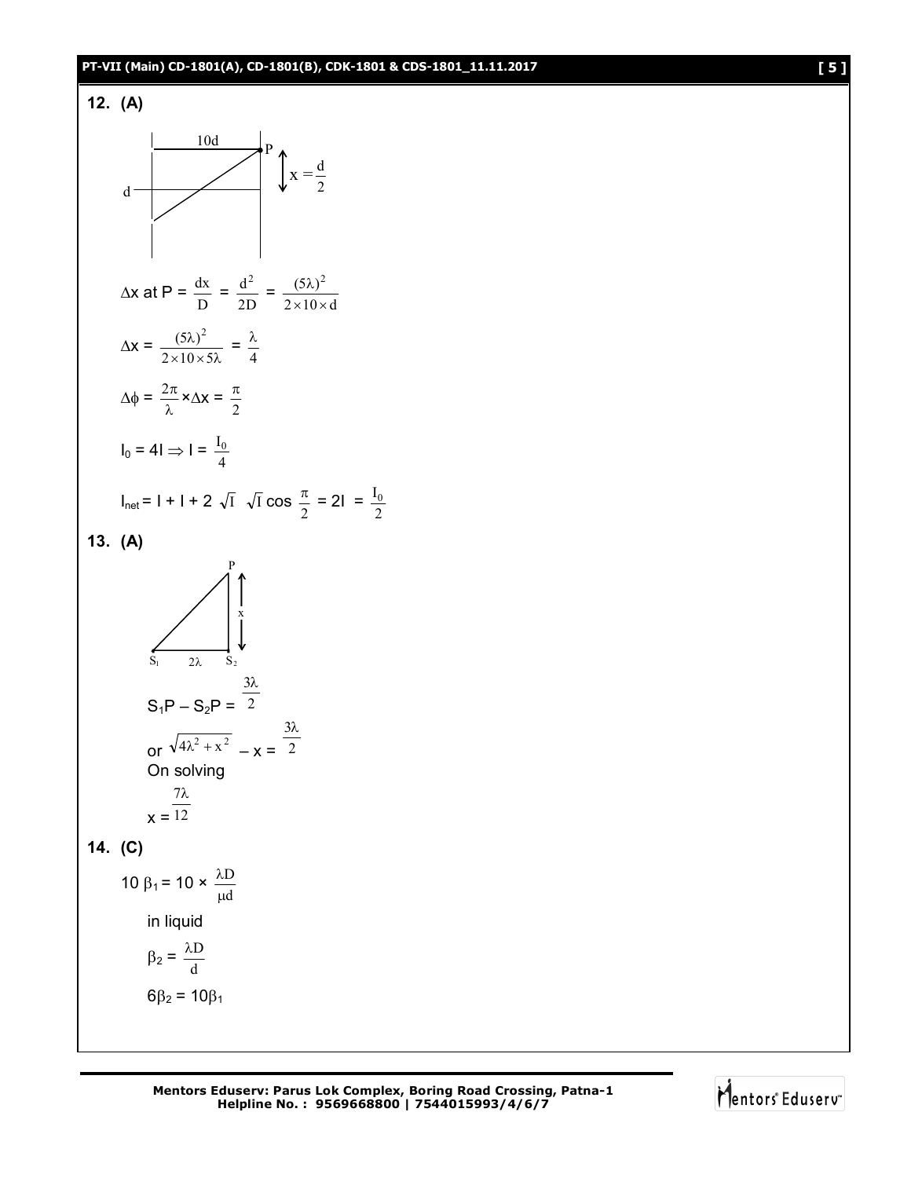**12. (A)**

$\Delta x$ at P = $\frac{dx}{D}$ = $\frac{d^2}{2D}$ = $\frac{(5\lambda)^2}{2 \times 10 \times d}$

$\Delta x$ = $\frac{(5\lambda)^2}{2 \times 10 \times 5\lambda}$ = $\frac{\lambda}{4}$

$\Delta \phi$ = $\frac{2\pi}{\lambda} \times \Delta x$ = $\frac{\pi}{2}$

$I_0 = 4I \Rightarrow I = \frac{I_0}{4}$

$I_{net} = I + I + 2\sqrt{I}\sqrt{I}\cos\frac{\pi}{2} = 2I = \frac{I_0}{2}$

**13. (A)**

$S_1P - S_2P = \frac{3\lambda}{2}$

or $\sqrt{4\lambda^2 + x^2} - x = \frac{3\lambda}{2}$

On solving

$x = \frac{7\lambda}{12}$

**14. (C)**

$10\,\beta_1 = 10 \times \frac{\lambda D}{\mu d}$

in liquid

$\beta_2 = \frac{\lambda D}{d}$

$6\beta_2 = 10\beta_1$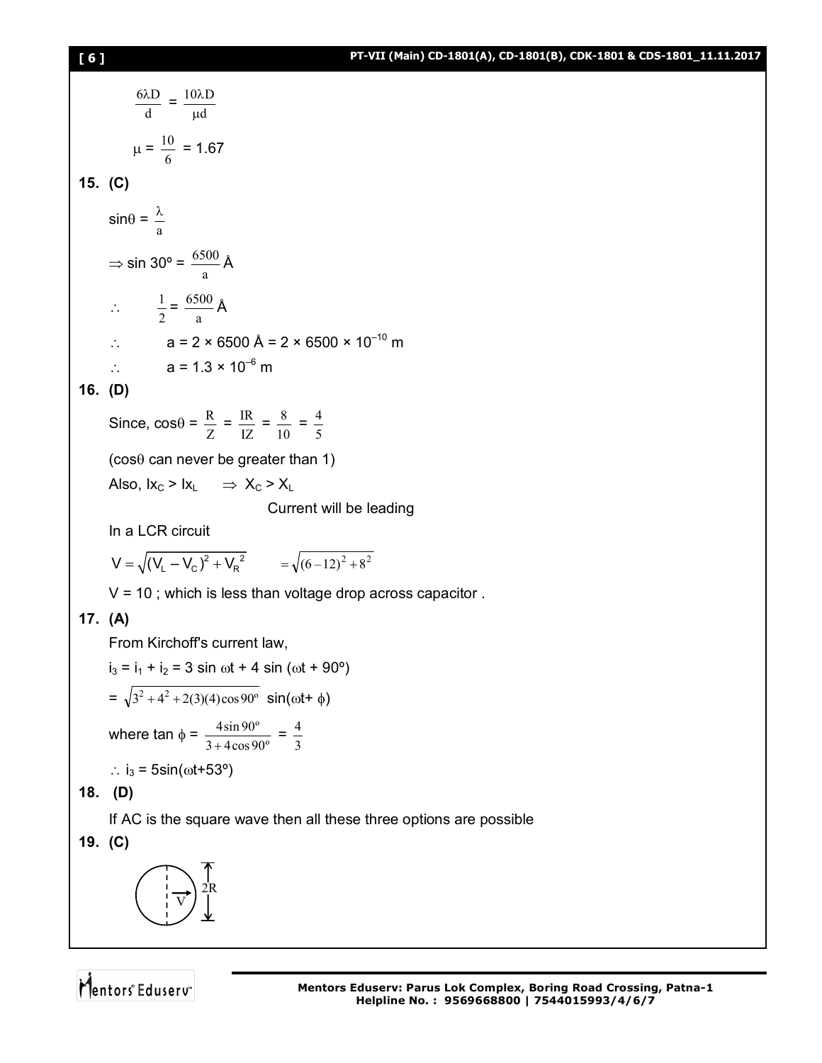$$\frac{6\lambda D}{d} = \frac{10\lambda D}{\mu d}$$

$$\mu = \frac{10}{6} = 1.67$$

**15. (C)**

$\sin\theta = \frac{\lambda}{a}$

$\Rightarrow \sin 30^\circ = \frac{6500}{a}$ Å

$\therefore \quad \frac{1}{2} = \frac{6500}{a}$ Å

$\therefore \quad a = 2 \times 6500$ Å $= 2 \times 6500 \times 10^{-10}$ m

$\therefore \quad a = 1.3 \times 10^{-6}$ m

**16. (D)**

Since, $\cos\theta = \frac{R}{Z} = \frac{IR}{IZ} = \frac{8}{10} = \frac{4}{5}$

($\cos\theta$ can never be greater than 1)

Also, $Ix_C > Ix_L \quad \Rightarrow X_C > X_L$

Current will be leading

In a LCR circuit

$V = \sqrt{(V_L - V_C)^2 + V_R^2} \qquad = \sqrt{(6-12)^2 + 8^2}$

V = 10 ; which is less than voltage drop across capacitor .

**17. (A)**

From Kirchoff's current law,

$i_3 = i_1 + i_2 = 3 \sin \omega t + 4 \sin(\omega t + 90^\circ)$

$= \sqrt{3^2 + 4^2 + 2(3)(4)\cos 90^\circ}\ \sin(\omega t + \phi)$

where $\tan\phi = \frac{4\sin 90^\circ}{3 + 4\cos 90^\circ} = \frac{4}{3}$

$\therefore i_3 = 5\sin(\omega t + 53^\circ)$

**18. (D)**

If AC is the square wave then all these three options are possible

**19. (C)**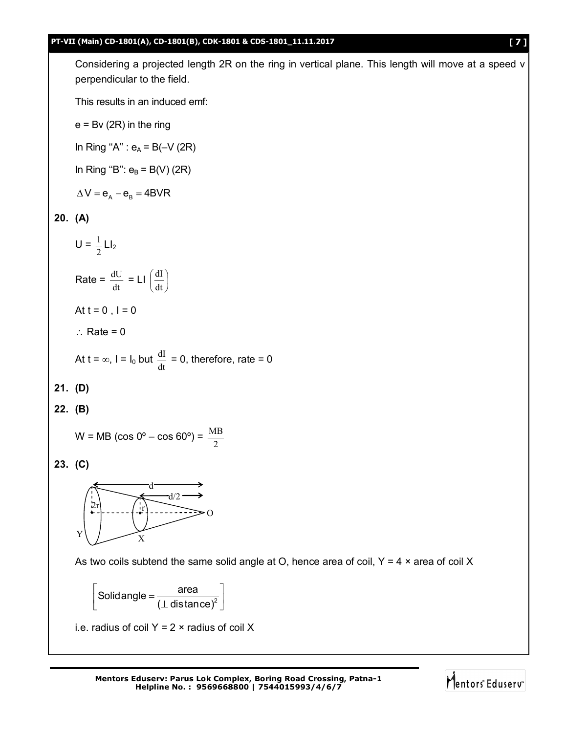Considering a projected length 2R on the ring in vertical plane. This length will move at a speed v perpendicular to the field.

This results in an induced emf:

$e = Bv\,(2R)$ in the ring

In Ring "A" : $e_A = B(-V\,(2R)$

In Ring "B": $e_B = B(V)\,(2R)$

$\Delta V = e_A - e_B = 4BVR$

**20. (A)**

$U = \frac{1}{2} LI_2$

$\text{Rate} = \frac{dU}{dt} = LI\left(\frac{dI}{dt}\right)$

At $t = 0$, $I = 0$

$\therefore$ Rate = 0

At $t = \infty$, $I = I_0$ but $\frac{dI}{dt} = 0$, therefore, rate = 0

**21. (D)**

**22. (B)**

$W = MB\,(\cos 0^\circ - \cos 60^\circ) = \frac{MB}{2}$

**23. (C)**

As two coils subtend the same solid angle at O, hence area of coil, Y = 4 × area of coil X

$$\left[\text{Solid angle} = \frac{\text{area}}{(\perp \text{distance})^2}\right]$$

i.e. radius of coil Y = 2 × radius of coil X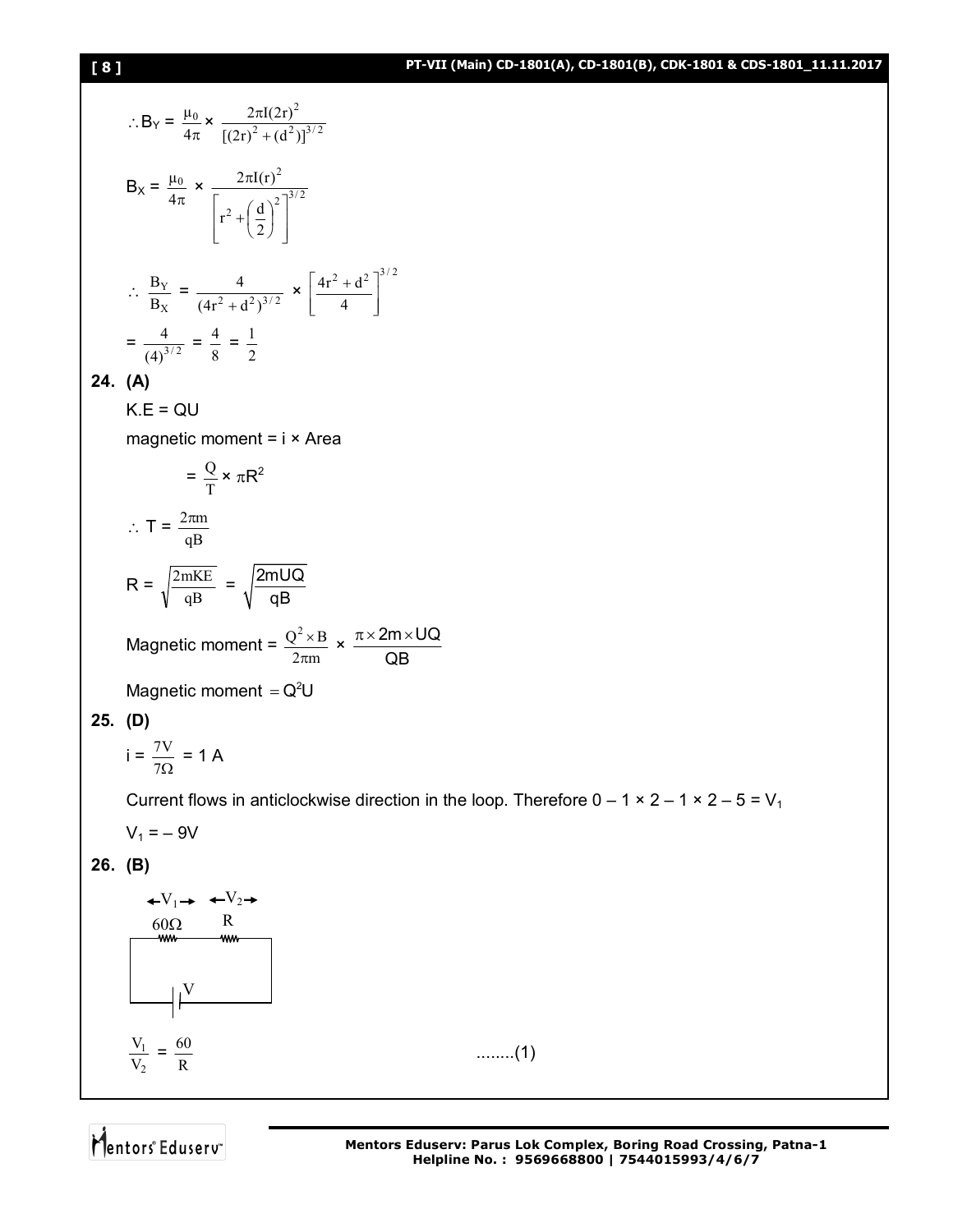$$\therefore B_Y = \frac{\mu_0}{4\pi} \times \frac{2\pi I(2r)^2}{[(2r)^2 + (d^2)]^{3/2}}$$

$$B_X = \frac{\mu_0}{4\pi} \times \frac{2\pi I(r)^2}{\left[r^2 + \left(\frac{d}{2}\right)^2\right]^{3/2}}$$

$$\therefore \frac{B_Y}{B_X} = \frac{4}{(4r^2 + d^2)^{3/2}} \times \left[\frac{4r^2 + d^2}{4}\right]^{3/2}$$

$$= \frac{4}{(4)^{3/2}} = \frac{4}{8} = \frac{1}{2}$$

**24. (A)**

K.E = QU

magnetic moment = i × Area

$$= \frac{Q}{T} \times \pi R^2$$

$$\therefore T = \frac{2\pi m}{qB}$$

$$R = \sqrt{\frac{2mKE}{qB}} = \sqrt{\frac{2mUQ}{qB}}$$

$$\text{Magnetic moment} = \frac{Q^2 \times B}{2\pi m} \times \frac{\pi \times 2m \times UQ}{QB}$$

Magnetic moment $= Q^2U$

**25. (D)**

$$i = \frac{7V}{7\Omega} = 1 \text{ A}$$

Current flows in anticlockwise direction in the loop. Therefore $0 - 1 \times 2 - 1 \times 2 - 5 = V_1$

$V_1 = -9V$

**26. (B)**

[Circuit: $60\Omega$ (voltage $V_1$) and $R$ (voltage $V_2$) in series with battery $V$]

$$\frac{V_1}{V_2} = \frac{60}{R} \qquad \text{........(1)}$$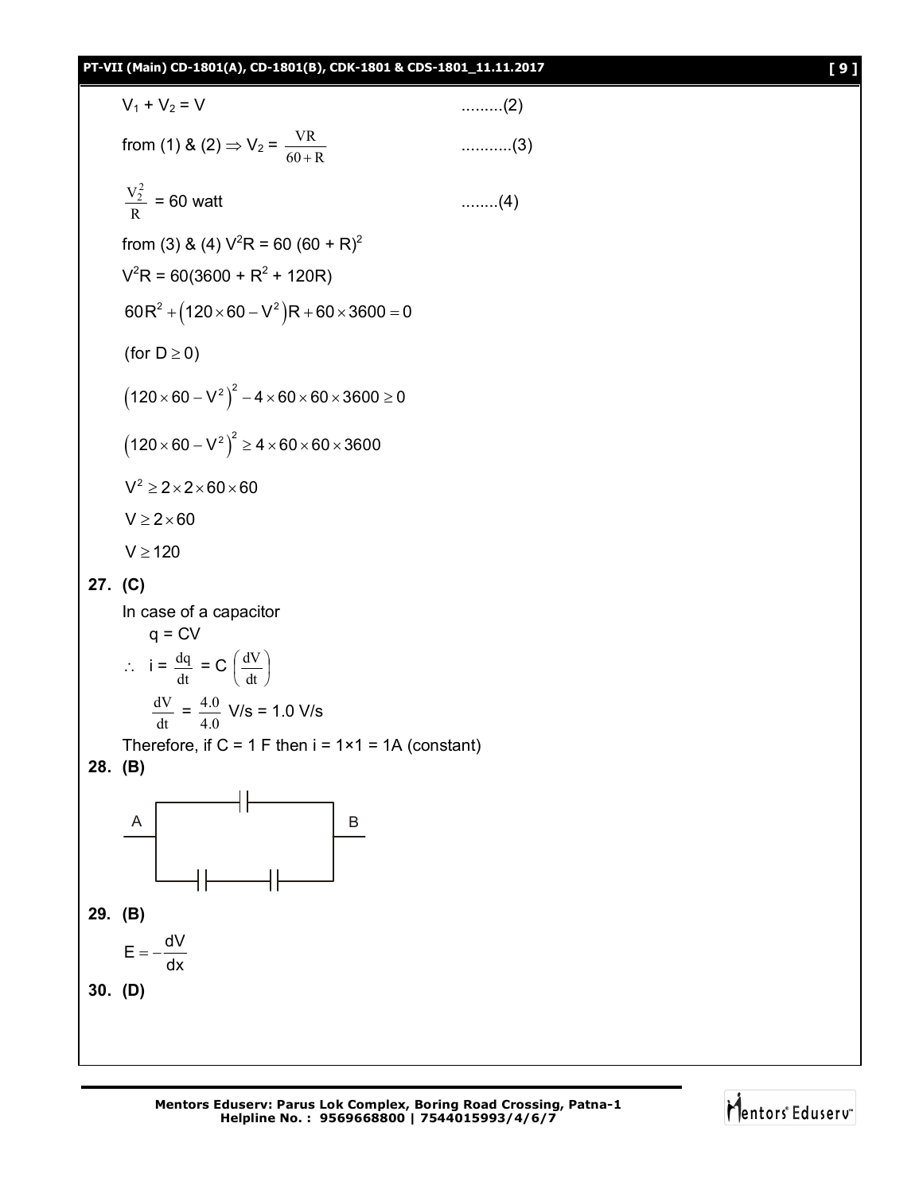$V_1 + V_2 = V$ .........(2)

from (1) & (2) $\Rightarrow V_2 = \frac{VR}{60+R}$ ...........(3)

$\frac{V_2^2}{R}$ = 60 watt ........(4)

from (3) & (4) $V^2R = 60\,(60 + R)^2$

$V^2R = 60(3600 + R^2 + 120R)$

$60R^2 + \left(120 \times 60 - V^2\right)R + 60 \times 3600 = 0$

(for $D \geq 0$)

$\left(120 \times 60 - V^2\right)^2 - 4 \times 60 \times 60 \times 3600 \geq 0$

$\left(120 \times 60 - V^2\right)^2 \geq 4 \times 60 \times 60 \times 3600$

$V^2 \geq 2 \times 2 \times 60 \times 60$

$V \geq 2 \times 60$

$V \geq 120$

**27. (C)**

In case of a capacitor

$q = CV$

$\therefore \quad i = \frac{dq}{dt} = C\left(\frac{dV}{dt}\right)$

$\frac{dV}{dt} = \frac{4.0}{4.0}$ V/s = 1.0 V/s

Therefore, if C = 1 F then i = 1×1 = 1A (constant)

**28. (B)**

**29. (B)**

$$E = -\frac{dV}{dx}$$

**30. (D)**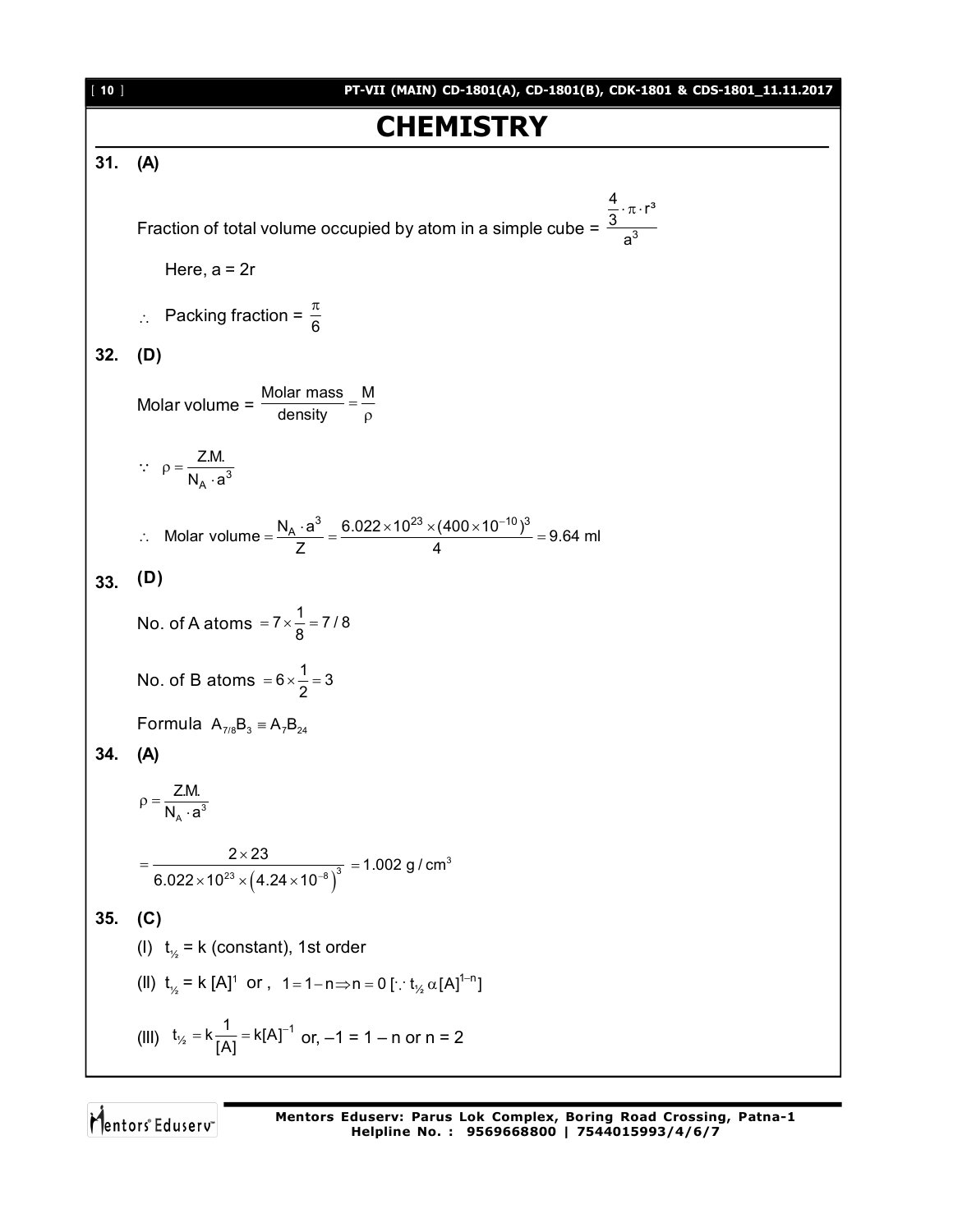# CHEMISTRY

**31. (A)**

Fraction of total volume occupied by atom in a simple cube = $\dfrac{\frac{4}{3}\cdot\pi\cdot r^3}{a^3}$

Here, a = 2r

$\therefore$ Packing fraction = $\dfrac{\pi}{6}$

**32. (D)**

Molar volume = $\dfrac{\text{Molar mass}}{\text{density}} = \dfrac{M}{\rho}$

$\because \ \rho = \dfrac{Z.M.}{N_A \cdot a^3}$

$\therefore$ Molar volume $= \dfrac{N_A \cdot a^3}{Z} = \dfrac{6.022\times10^{23}\times(400\times10^{-10})^3}{4} = 9.64$ ml

**33. (D)**

No. of A atoms $= 7\times\dfrac{1}{8} = 7/8$

No. of B atoms $= 6\times\dfrac{1}{2} = 3$

Formula $A_{7/8}B_3 \equiv A_7B_{24}$

**34. (A)**

$\rho = \dfrac{Z.M.}{N_A \cdot a^3}$

$= \dfrac{2\times23}{6.022\times10^{23}\times\left(4.24\times10^{-8}\right)^3} = 1.002\ g/cm^3$

**35. (C)**

(I) $t_{1/2}$ = k (constant), 1st order

(II) $t_{1/2}$ = k $[A]^1$ or , $1 = 1-n \Rightarrow n = 0$ [$\because t_{1/2}\ \alpha\ [A]^{1-n}$]

(III) $t_{1/2} = k\dfrac{1}{[A]} = k[A]^{-1}$ or, –1 = 1 – n or n = 2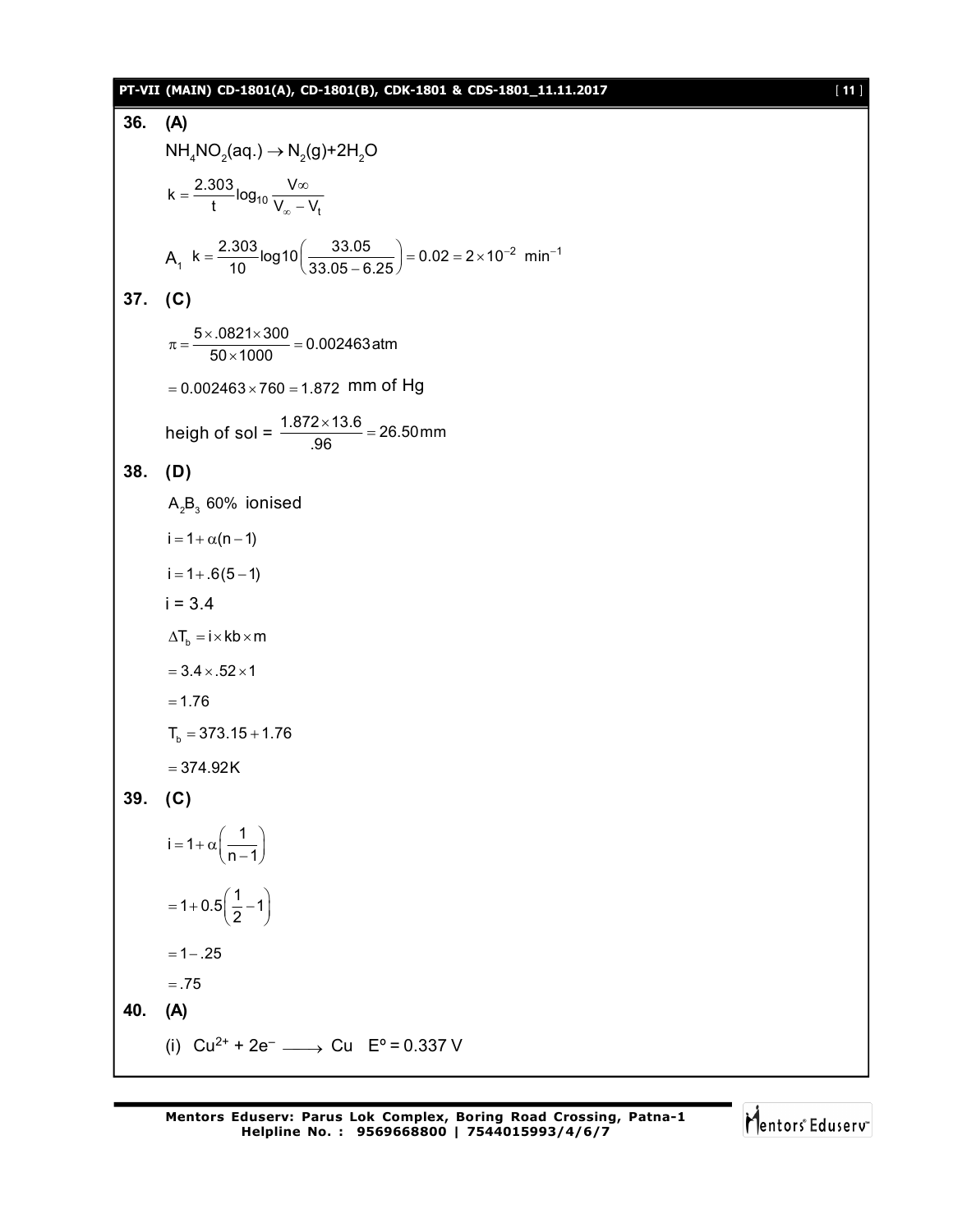**36. (A)**

$NH_4NO_2(aq.) \rightarrow N_2(g)+2H_2O$

$$k = \frac{2.303}{t}\log_{10}\frac{V\infty}{V_\infty - V_t}$$

$A_1$ $k = \frac{2.303}{10}\log 10\left(\frac{33.05}{33.05-6.25}\right) = 0.02 = 2\times10^{-2}\ \text{min}^{-1}$

**37. (C)**

$$\pi = \frac{5\times.0821\times300}{50\times1000} = 0.002463\,\text{atm}$$

$= 0.002463\times760 = 1.872$ mm of Hg

heigh of sol = $\frac{1.872\times13.6}{.96} = 26.50\,\text{mm}$

**38. (D)**

$A_2B_3$ 60% ionised

$i = 1+\alpha(n-1)$

$i = 1+.6(5-1)$

i = 3.4

$\Delta T_b = i\times kb\times m$

$= 3.4\times.52\times1$

$= 1.76$

$T_b = 373.15+1.76$

$= 374.92\text{K}$

**39. (C)**

$$i = 1+\alpha\left(\frac{1}{n-1}\right)$$

$$= 1+0.5\left(\frac{1}{2}-1\right)$$

$= 1-.25$

$= .75$

**40. (A)**

(i) $Cu^{2+} + 2e^- \longrightarrow Cu \quad E^o = 0.337$ V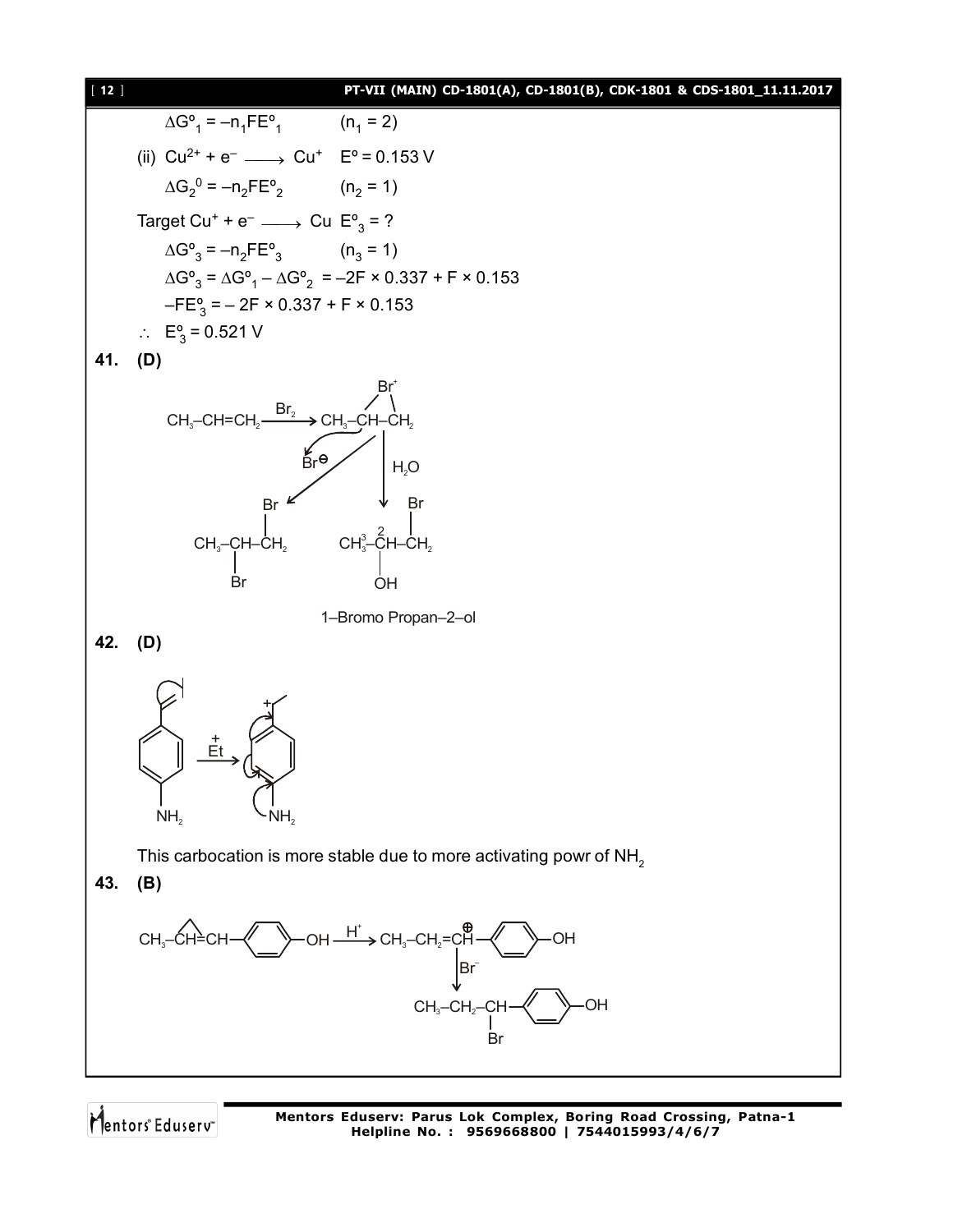$\Delta G^o_1 = -n_1FE^o_1$ $(n_1 = 2)$

(ii) $Cu^{2+} + e^- \longrightarrow Cu^+$ $E^o = 0.153$ V

$\Delta G_2^0 = -n_2FE^o_2$ $(n_2 = 1)$

Target $Cu^+ + e^- \longrightarrow Cu$ $E^o_3 = ?$

$\Delta G^o_3 = -n_2FE^o_3$ $(n_3 = 1)$

$\Delta G^o_3 = \Delta G^o_1 - \Delta G^o_2 = -2F \times 0.337 + F \times 0.153$

$-FE^o_3 = -2F \times 0.337 + F \times 0.153$

$\therefore$ $E^o_3 = 0.521$ V

**41. (D)**

$CH_3-CH=CH_2 \xrightarrow{Br_2} CH_3-CH-CH_2$ (bridged $Br^+$); attack by $Br^\ominus$ gives $CH_3-CH(Br)-CH_2Br$; attack by $H_2O$ gives $CH_3-CH(OH)-CH_2Br$

1–Bromo Propan–2–ol

**42. (D)**

$\xrightarrow{\overset{+}{Et}}$ (carbocation stabilised by $NH_2$ through the ring)

This carbocation is more stable due to more activating powr of $NH_2$

**43. (B)**

$CH_3-CH=CH-C_6H_4-OH \xrightarrow{H^+} CH_3-CH_2-\overset{\oplus}{C}H-C_6H_4-OH \xrightarrow{Br^-} CH_3-CH_2-CH(Br)-C_6H_4-OH$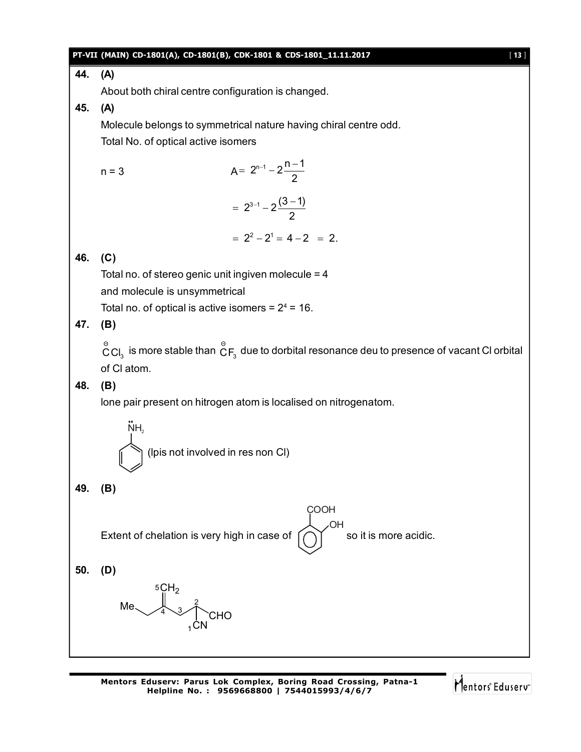**44. (A)**

About both chiral centre configuration is changed.

**45. (A)**

Molecule belongs to symmetrical nature having chiral centre odd.

Total No. of optical active isomers

n = 3 $\quad A = 2^{n-1} - 2^{\frac{n-1}{2}}$

$= 2^{3-1} - 2^{\frac{(3-1)}{2}}$

$= 2^2 - 2^1 = 4 - 2 = 2.$

**46. (C)**

Total no. of stereo genic unit ingiven molecule = 4

and molecule is unsymmetrical

Total no. of optical is active isomers = $2^4$ = 16.

**47. (B)**

$\overset{\ominus}{C}Cl_3$ is more stable than $\overset{\ominus}{C}F_3$ due to dorbital resonance deu to presence of vacant Cl orbital of Cl atom.

**48. (B)**

lone pair present on hitrogen atom is localised on nitrogenatom.

$\ddot{N}H_2$ (on benzene ring) (lpis not involved in res non Cl)

**49. (B)**

Extent of chelation is very high in case of (benzene ring with COOH and ortho OH) so it is more acidic.

**50. (D)**

Me–CH₂–C(4)(=⁵CH₂)–³CH₂–²C(CHO)(¹CN)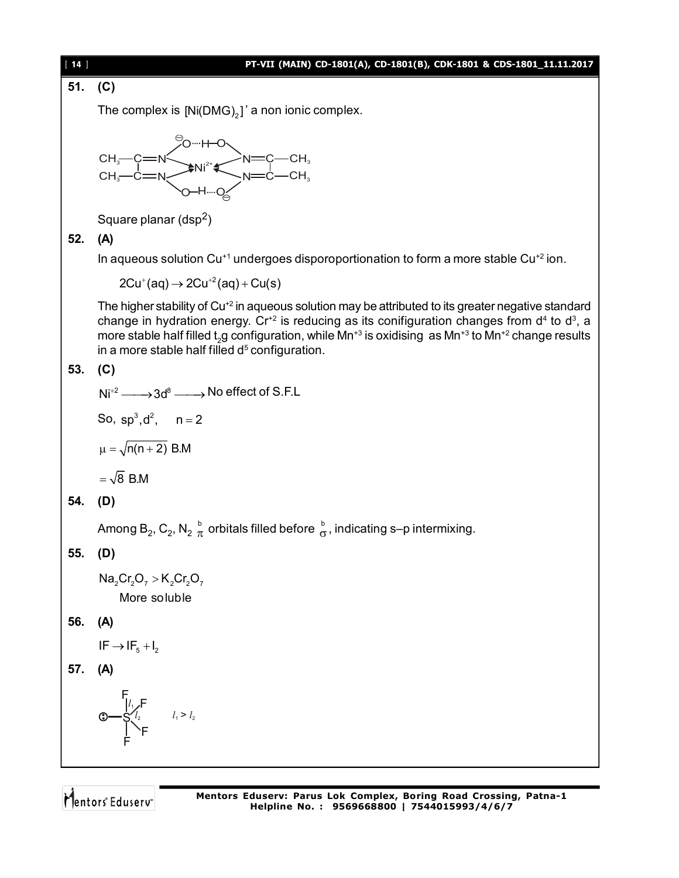**51. (C)**

The complex is $[Ni(DMG)_2]$' a non ionic complex.

Square planar ($dsp^2$)

**52. (A)**

In aqueous solution $Cu^{+1}$ undergoes disporoportionation to form a more stable $Cu^{+2}$ ion.

$$2Cu^{+}(aq) \rightarrow 2Cu^{+2}(aq) + Cu(s)$$

The higher stability of $Cu^{+2}$ in aqueous solution may be attributed to its greater negative standard change in hydration energy. $Cr^{+2}$ is reducing as its conifiguration changes from $d^4$ to $d^3$, a more stable half filled $t_2g$ configuration, while $Mn^{+3}$ is oxidising as $Mn^{+3}$ to $Mn^{+2}$ change results in a more stable half filled $d^5$ configuration.

**53. (C)**

$Ni^{+2} \longrightarrow 3d^8 \longrightarrow$ No effect of S.F.L

So, $sp^3, d^2, \quad n = 2$

$\mu = \sqrt{n(n+2)}$ B.M

$= \sqrt{8}$ B.M

**54. (D)**

Among $B_2$, $C_2$, $N_2$ $\overset{b}{\pi}$ orbitals filled before $\overset{b}{\sigma}$, indicating s–p intermixing.

**55. (D)**

$Na_2Cr_2O_7 > K_2Cr_2O_7$

More soluble

**56. (A)**

$IF \rightarrow IF_5 + I_2$

**57. (A)**

$l_1 > l_2$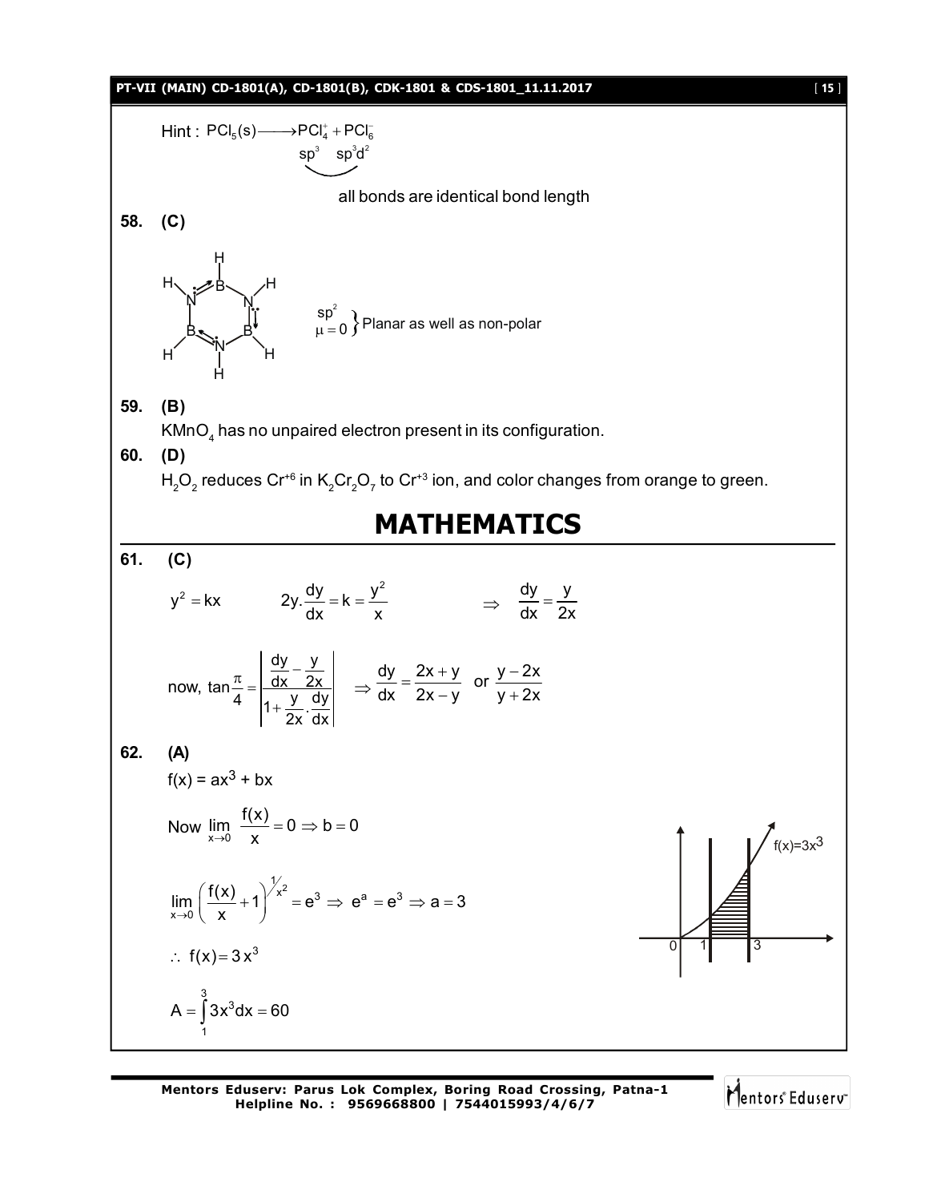Hint : $PCl_5(s) \longrightarrow PCl_4^+ + PCl_6^-$

$sp^3 \quad sp^3d^2$

all bonds are identical bond length

**58. (C)**

$\left.\begin{matrix} sp^2 \\ \mu = 0 \end{matrix}\right\}$ Planar as well as non-polar

**59. (B)**

$KMnO_4$ has no unpaired electron present in its configuration.

**60. (D)**

$H_2O_2$ reduces $Cr^{+6}$ in $K_2Cr_2O_7$ to $Cr^{+3}$ ion, and color changes from orange to green.

# MATHEMATICS

**61. (C)**

$y^2 = kx \qquad 2y.\dfrac{dy}{dx} = k = \dfrac{y^2}{x} \qquad \Rightarrow \quad \dfrac{dy}{dx} = \dfrac{y}{2x}$

now, $\tan\dfrac{\pi}{4} = \left|\dfrac{\dfrac{dy}{dx} - \dfrac{y}{2x}}{1 + \dfrac{y}{2x}.\dfrac{dy}{dx}}\right| \quad \Rightarrow \dfrac{dy}{dx} = \dfrac{2x+y}{2x-y}$ or $\dfrac{y-2x}{y+2x}$

**62. (A)**

$f(x) = ax^3 + bx$

Now $\lim\limits_{x \to 0} \dfrac{f(x)}{x} = 0 \Rightarrow b = 0$

$\lim\limits_{x \to 0} \left(\dfrac{f(x)}{x} + 1\right)^{1/x^2} = e^3 \Rightarrow e^a = e^3 \Rightarrow a = 3$

$\therefore \ f(x) = 3x^3$

$A = \displaystyle\int_1^3 3x^3 dx = 60$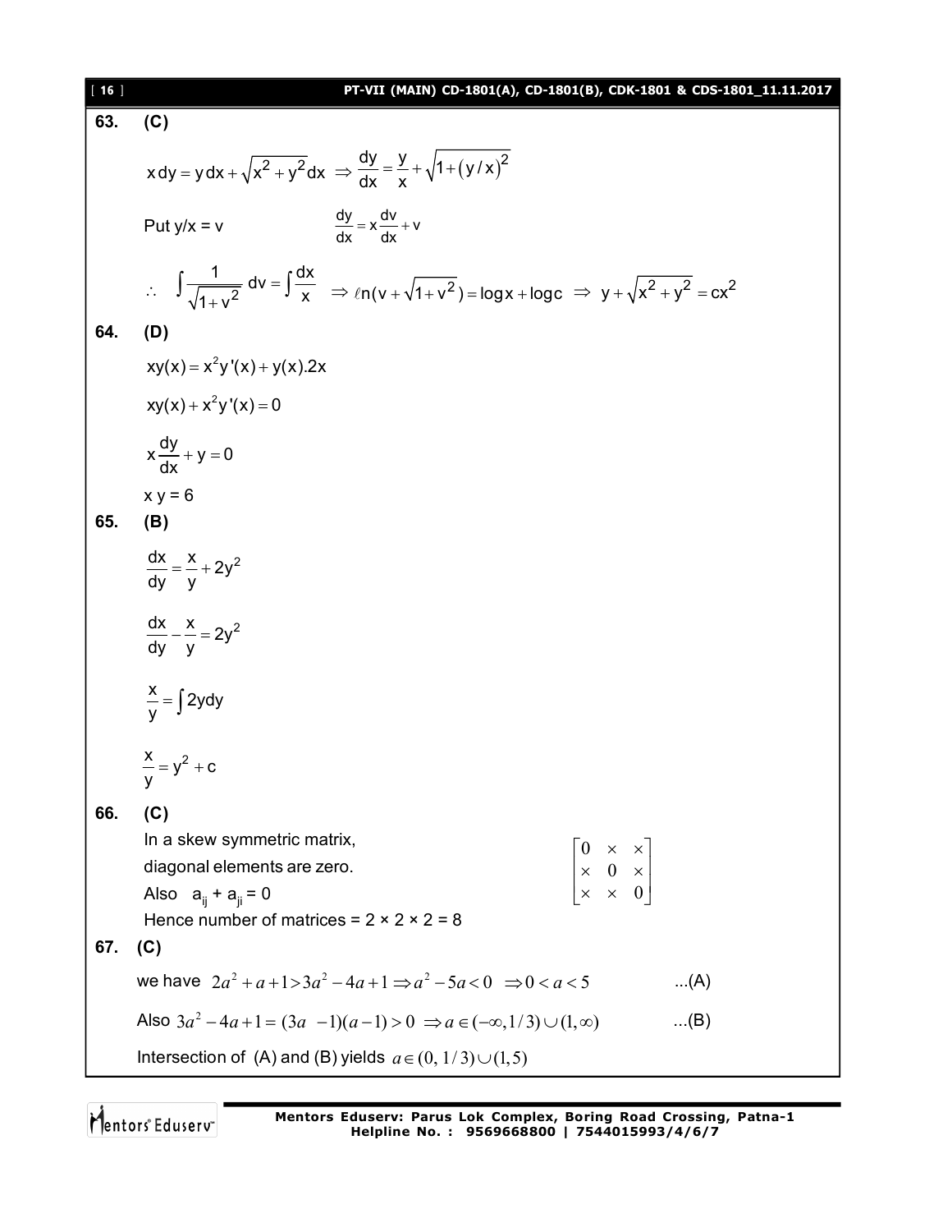**63. (C)**

$$x\,dy = y\,dx + \sqrt{x^2+y^2}\,dx \Rightarrow \frac{dy}{dx} = \frac{y}{x} + \sqrt{1+(y/x)^2}$$

Put y/x = v $\qquad \frac{dy}{dx} = x\frac{dv}{dx} + v$

$$\therefore \int \frac{1}{\sqrt{1+v^2}}\,dv = \int \frac{dx}{x} \Rightarrow \ell n(v+\sqrt{1+v^2}) = \log x + \log c \Rightarrow y + \sqrt{x^2+y^2} = cx^2$$

**64. (D)**

$$xy(x) = x^2y'(x) + y(x).2x$$

$$xy(x) + x^2y'(x) = 0$$

$$x\frac{dy}{dx} + y = 0$$

x y = 6

**65. (B)**

$$\frac{dx}{dy} = \frac{x}{y} + 2y^2$$

$$\frac{dx}{dy} - \frac{x}{y} = 2y^2$$

$$\frac{x}{y} = \int 2y\,dy$$

$$\frac{x}{y} = y^2 + c$$

**66. (C)**

In a skew symmetric matrix, diagonal elements are zero.

Also $a_{ij} + a_{ji} = 0$

$$\begin{bmatrix} 0 & \times & \times \\ \times & 0 & \times \\ \times & \times & 0 \end{bmatrix}$$

Hence number of matrices = 2 × 2 × 2 = 8

**67. (C)**

we have $2a^2 + a + 1 > 3a^2 - 4a + 1 \Rightarrow a^2 - 5a < 0 \Rightarrow 0 < a < 5$ ...(A)

Also $3a^2 - 4a + 1 = (3a-1)(a-1) > 0 \Rightarrow a \in (-\infty, 1/3) \cup (1, \infty)$ ...(B)

Intersection of (A) and (B) yields $a \in (0, 1/3) \cup (1, 5)$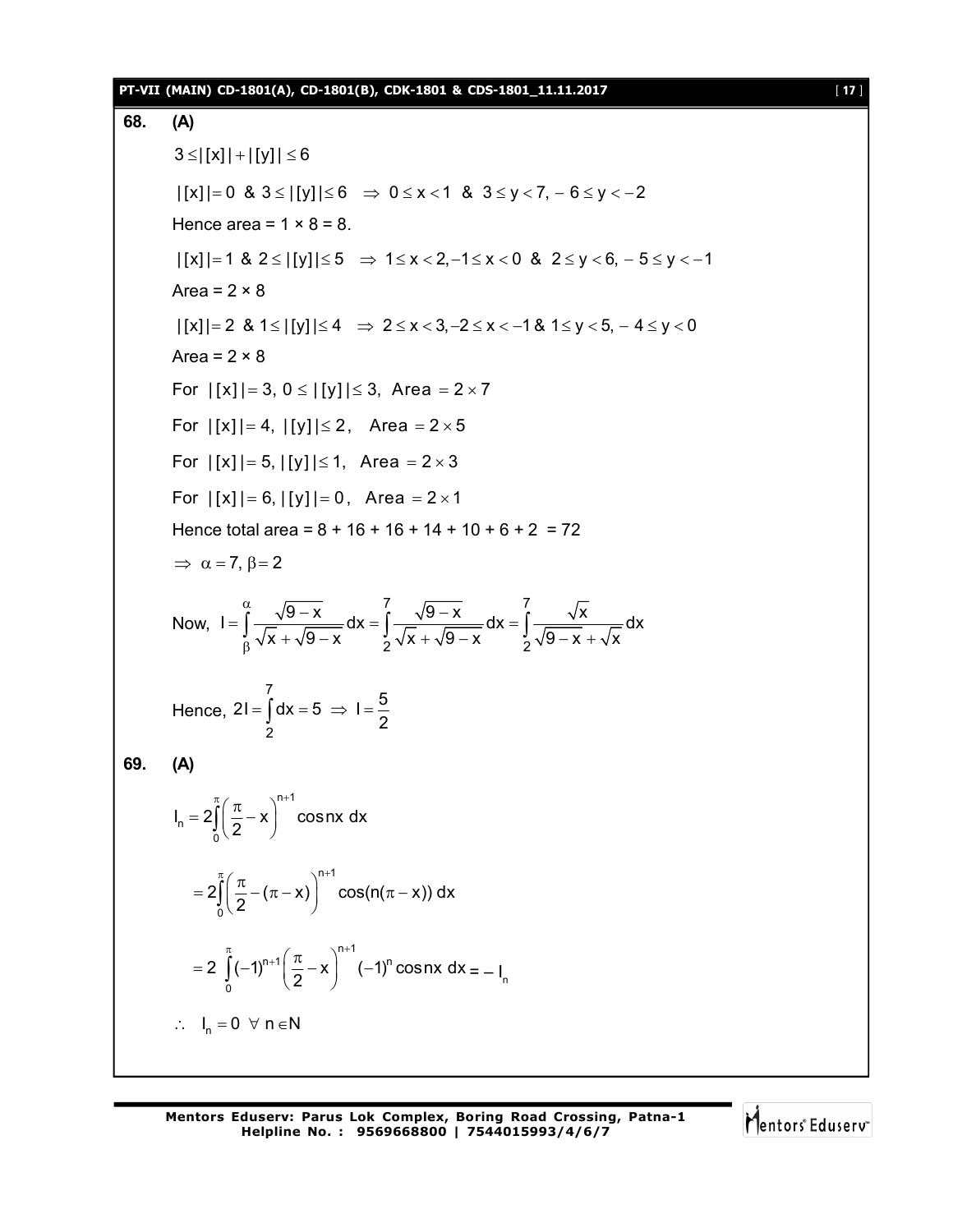**68. (A)**

$3 \le |[x]| + |[y]| \le 6$

$|[x]| = 0$ & $3 \le |[y]| \le 6 \;\Rightarrow\; 0 \le x < 1$ & $3 \le y < 7, \; -6 \le y < -2$

Hence area = 1 × 8 = 8.

$|[x]| = 1$ & $2 \le |[y]| \le 5 \;\Rightarrow\; 1 \le x < 2, -1 \le x < 0$ & $2 \le y < 6, \; -5 \le y < -1$

Area = 2 × 8

$|[x]| = 2$ & $1 \le |[y]| \le 4 \;\Rightarrow\; 2 \le x < 3, -2 \le x < -1$ & $1 \le y < 5, \; -4 \le y < 0$

Area = 2 × 8

For $|[x]| = 3, \; 0 \le |[y]| \le 3$, Area $= 2 \times 7$

For $|[x]| = 4, \; |[y]| \le 2$, Area $= 2 \times 5$

For $|[x]| = 5, \; |[y]| \le 1$, Area $= 2 \times 3$

For $|[x]| = 6, \; |[y]| = 0$, Area $= 2 \times 1$

Hence total area = 8 + 16 + 16 + 14 + 10 + 6 + 2 = 72

$\Rightarrow \; \alpha = 7, \beta = 2$

Now, $I = \int\limits_{\beta}^{\alpha} \dfrac{\sqrt{9-x}}{\sqrt{x} + \sqrt{9-x}}\, dx = \int\limits_{2}^{7} \dfrac{\sqrt{9-x}}{\sqrt{x} + \sqrt{9-x}}\, dx = \int\limits_{2}^{7} \dfrac{\sqrt{x}}{\sqrt{9-x} + \sqrt{x}}\, dx$

Hence, $2I = \int\limits_{2}^{7} dx = 5 \;\Rightarrow\; I = \dfrac{5}{2}$

**69. (A)**

$$I_n = 2\int\limits_{0}^{\pi} \left(\frac{\pi}{2} - x\right)^{n+1} \cos nx \, dx$$

$$= 2\int\limits_{0}^{\pi} \left(\frac{\pi}{2} - (\pi - x)\right)^{n+1} \cos(n(\pi - x)) \, dx$$

$$= 2\int\limits_{0}^{\pi} (-1)^{n+1} \left(\frac{\pi}{2} - x\right)^{n+1} (-1)^n \cos nx \, dx = -I_n$$

$\therefore \; I_n = 0 \;\; \forall \, n \in N$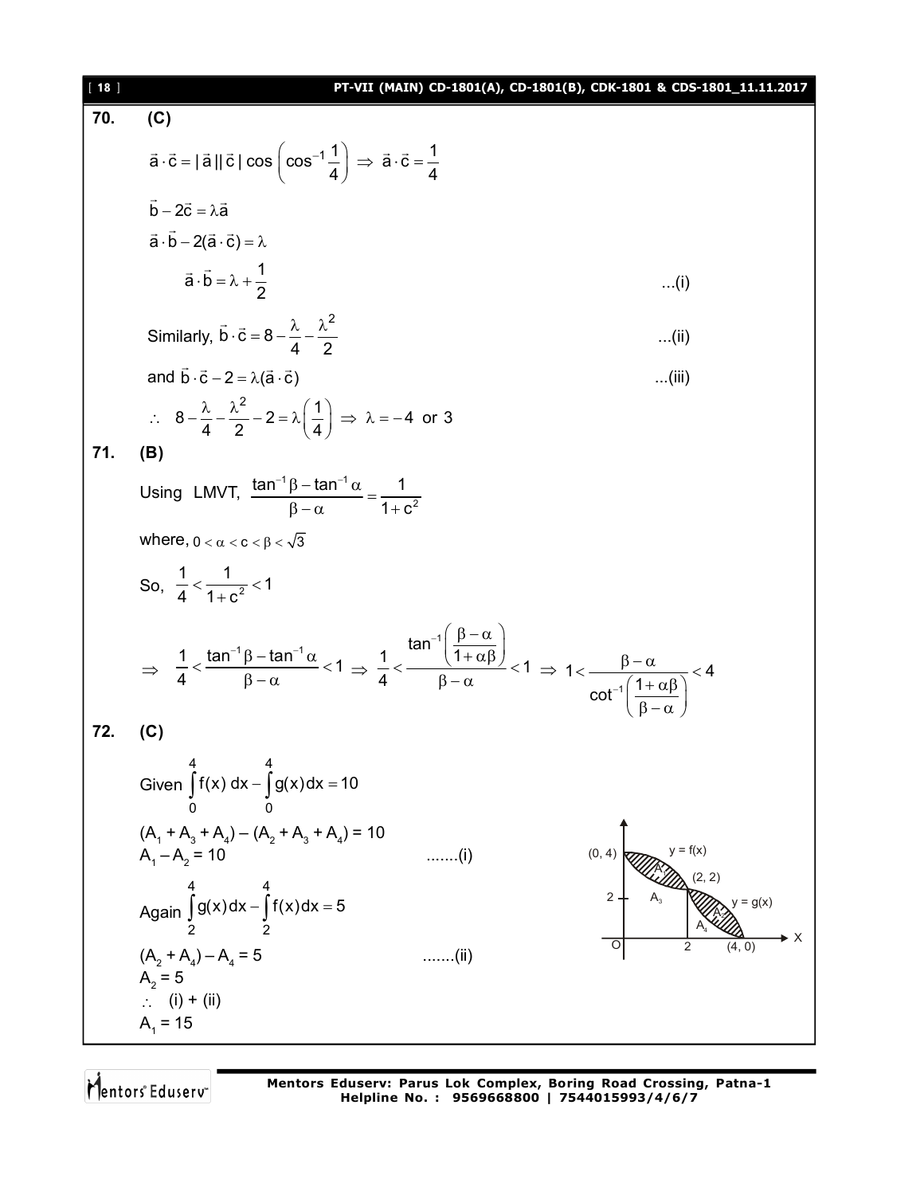**70. (C)**

$$\vec{a}\cdot\vec{c} = |\vec{a}||\vec{c}|\cos\left(\cos^{-1}\frac{1}{4}\right) \Rightarrow \vec{a}\cdot\vec{c} = \frac{1}{4}$$

$$\vec{b} - 2\vec{c} = \lambda\vec{a}$$

$$\vec{a}\cdot\vec{b} - 2(\vec{a}\cdot\vec{c}) = \lambda$$

$$\vec{a}\cdot\vec{b} = \lambda + \frac{1}{2} \qquad \text{...(i)}$$

Similarly, $\vec{b}\cdot\vec{c} = 8 - \frac{\lambda}{4} - \frac{\lambda^2}{2}$ ...(ii)

and $\vec{b}\cdot\vec{c} - 2 = \lambda(\vec{a}\cdot\vec{c})$ ...(iii)

$$\therefore \; 8 - \frac{\lambda}{4} - \frac{\lambda^2}{2} - 2 = \lambda\left(\frac{1}{4}\right) \Rightarrow \lambda = -4 \text{ or } 3$$

**71. (B)**

Using LMVT, $\dfrac{\tan^{-1}\beta - \tan^{-1}\alpha}{\beta - \alpha} = \dfrac{1}{1+c^2}$

where, $0 < \alpha < c < \beta < \sqrt{3}$

So, $\dfrac{1}{4} < \dfrac{1}{1+c^2} < 1$

$$\Rightarrow \; \frac{1}{4} < \frac{\tan^{-1}\beta - \tan^{-1}\alpha}{\beta - \alpha} < 1 \Rightarrow \frac{1}{4} < \frac{\tan^{-1}\left(\frac{\beta-\alpha}{1+\alpha\beta}\right)}{\beta - \alpha} < 1 \Rightarrow 1 < \frac{\beta - \alpha}{\cot^{-1}\left(\frac{1+\alpha\beta}{\beta-\alpha}\right)} < 4$$

**72. (C)**

Given $\displaystyle\int_0^4 f(x)\,dx - \int_0^4 g(x)\,dx = 10$

$(A_1 + A_3 + A_4) - (A_2 + A_3 + A_4) = 10$

$A_1 - A_2 = 10$ .......(i)

Again $\displaystyle\int_2^4 g(x)\,dx - \int_2^4 f(x)\,dx = 5$

$(A_2 + A_4) - A_4 = 5$ .......(ii)

$A_2 = 5$

$\therefore$ (i) + (ii)

$A_1 = 15$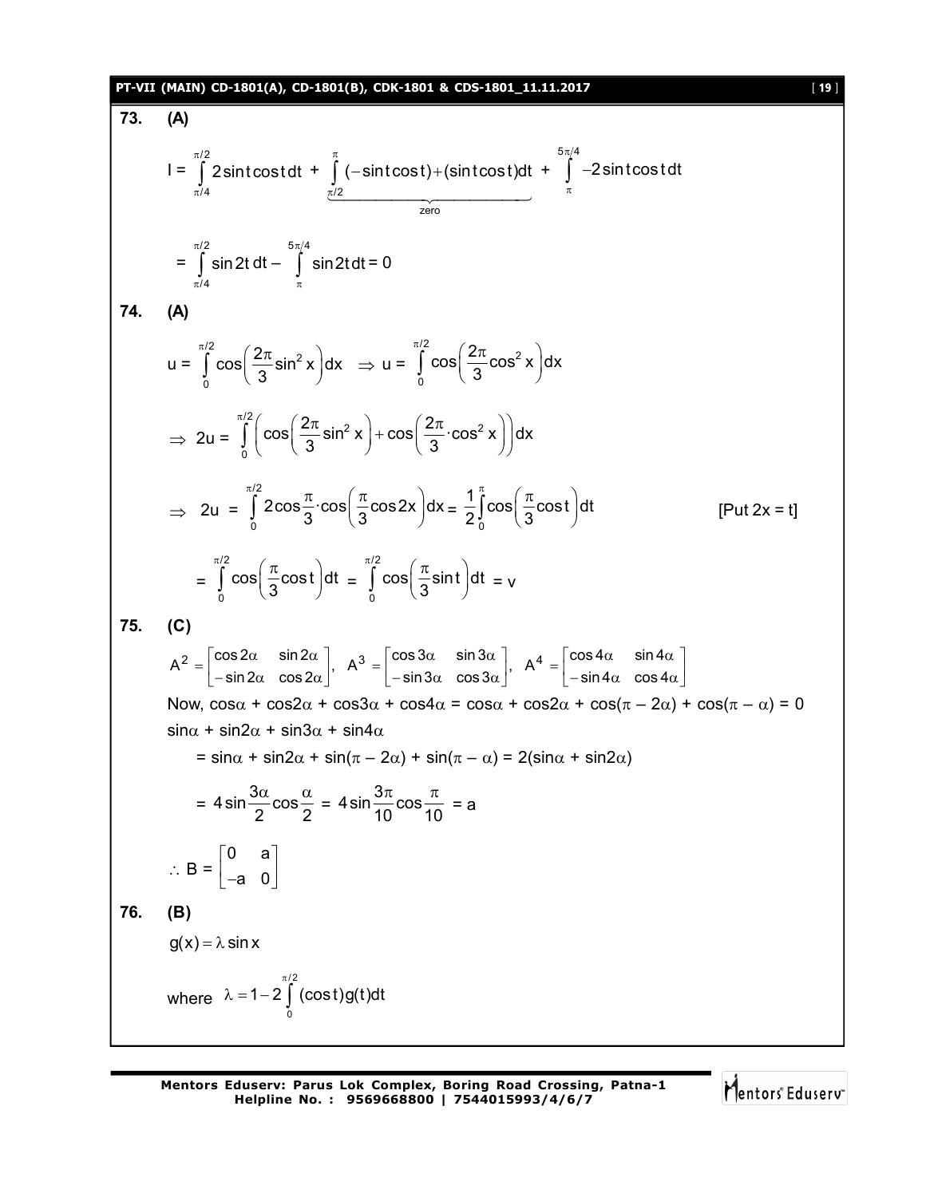**73. (A)**

$$I = \int_{\pi/4}^{\pi/2} 2\sin t\cos t\,dt + \underbrace{\int_{\pi/2}^{\pi} (-\sin t\cos t)+(\sin t\cos t)dt}_{\text{zero}} + \int_{\pi}^{5\pi/4} -2\sin t\cos t\,dt$$

$$= \int_{\pi/4}^{\pi/2} \sin 2t\,dt - \int_{\pi}^{5\pi/4} \sin 2t\,dt = 0$$

**74. (A)**

$$u = \int_0^{\pi/2} \cos\left(\frac{2\pi}{3}\sin^2 x\right)dx \;\Rightarrow\; u = \int_0^{\pi/2} \cos\left(\frac{2\pi}{3}\cos^2 x\right)dx$$

$$\Rightarrow\; 2u = \int_0^{\pi/2}\left(\cos\left(\frac{2\pi}{3}\sin^2 x\right) + \cos\left(\frac{2\pi}{3}\cdot\cos^2 x\right)\right)dx$$

$$\Rightarrow\; 2u = \int_0^{\pi/2} 2\cos\frac{\pi}{3}\cdot\cos\left(\frac{\pi}{3}\cos 2x\right)dx = \frac{1}{2}\int_0^{\pi}\cos\left(\frac{\pi}{3}\cos t\right)dt \qquad \text{[Put } 2x = t\text{]}$$

$$= \int_0^{\pi/2}\cos\left(\frac{\pi}{3}\cos t\right)dt = \int_0^{\pi/2}\cos\left(\frac{\pi}{3}\sin t\right)dt = v$$

**75. (C)**

$$A^2 = \begin{bmatrix}\cos 2\alpha & \sin 2\alpha\\ -\sin 2\alpha & \cos 2\alpha\end{bmatrix},\; A^3 = \begin{bmatrix}\cos 3\alpha & \sin 3\alpha\\ -\sin 3\alpha & \cos 3\alpha\end{bmatrix},\; A^4 = \begin{bmatrix}\cos 4\alpha & \sin 4\alpha\\ -\sin 4\alpha & \cos 4\alpha\end{bmatrix}$$

Now, $\cos\alpha + \cos 2\alpha + \cos 3\alpha + \cos 4\alpha = \cos\alpha + \cos 2\alpha + \cos(\pi - 2\alpha) + \cos(\pi - \alpha) = 0$

$\sin\alpha + \sin 2\alpha + \sin 3\alpha + \sin 4\alpha$

$= \sin\alpha + \sin 2\alpha + \sin(\pi - 2\alpha) + \sin(\pi - \alpha) = 2(\sin\alpha + \sin 2\alpha)$

$$= 4\sin\frac{3\alpha}{2}\cos\frac{\alpha}{2} = 4\sin\frac{3\pi}{10}\cos\frac{\pi}{10} = a$$

$$\therefore B = \begin{bmatrix}0 & a\\ -a & 0\end{bmatrix}$$

**76. (B)**

$g(x) = \lambda\sin x$

where $\lambda = 1 - 2\int_0^{\pi/2}(\cos t)g(t)dt$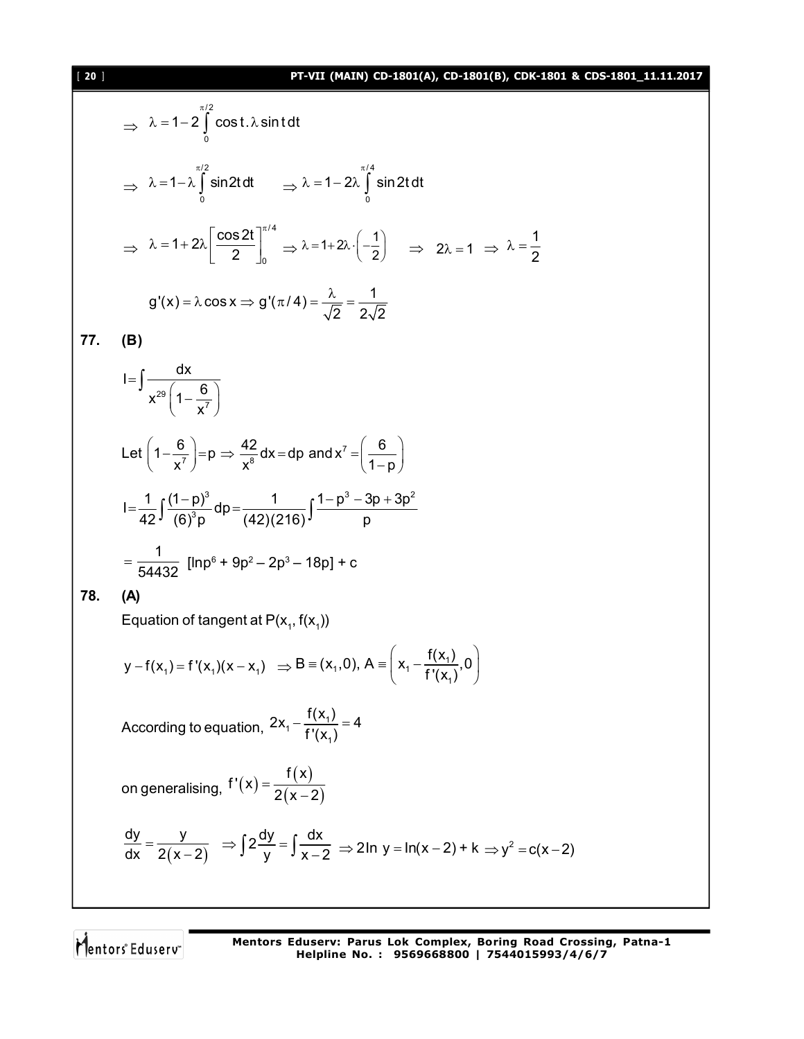$$\Rightarrow \lambda = 1 - 2\int_0^{\pi/2} \cos t . \lambda \sin t \, dt$$

$$\Rightarrow \lambda = 1 - \lambda \int_0^{\pi/2} \sin 2t \, dt \qquad \Rightarrow \lambda = 1 - 2\lambda \int_0^{\pi/4} \sin 2t \, dt$$

$$\Rightarrow \lambda = 1 + 2\lambda \left[\frac{\cos 2t}{2}\right]_0^{\pi/4} \Rightarrow \lambda = 1 + 2\lambda \cdot \left(-\frac{1}{2}\right) \quad \Rightarrow 2\lambda = 1 \Rightarrow \lambda = \frac{1}{2}$$

$$g'(x) = \lambda \cos x \Rightarrow g'(\pi/4) = \frac{\lambda}{\sqrt{2}} = \frac{1}{2\sqrt{2}}$$

**77. (B)**

$$I = \int \frac{dx}{x^{29}\left(1 - \frac{6}{x^7}\right)}$$

Let $\left(1 - \frac{6}{x^7}\right) = p \Rightarrow \frac{42}{x^8} dx = dp$ and $x^7 = \left(\frac{6}{1-p}\right)$

$$I = \frac{1}{42}\int \frac{(1-p)^3}{(6)^3 p} dp = \frac{1}{(42)(216)}\int \frac{1 - p^3 - 3p + 3p^2}{p}$$

$$= \frac{1}{54432} \left[\ln p^6 + 9p^2 - 2p^3 - 18p\right] + c$$

**78. (A)**

Equation of tangent at $P(x_1, f(x_1))$

$$y - f(x_1) = f'(x_1)(x - x_1) \quad \Rightarrow B \equiv (x_1, 0),\ A \equiv \left(x_1 - \frac{f(x_1)}{f'(x_1)}, 0\right)$$

According to equation, $2x_1 - \frac{f(x_1)}{f'(x_1)} = 4$

on generalising, $f'(x) = \frac{f(x)}{2(x-2)}$

$$\frac{dy}{dx} = \frac{y}{2(x-2)} \quad \Rightarrow \int 2\frac{dy}{y} = \int \frac{dx}{x-2} \Rightarrow 2\ln y = \ln(x-2) + k \Rightarrow y^2 = c(x-2)$$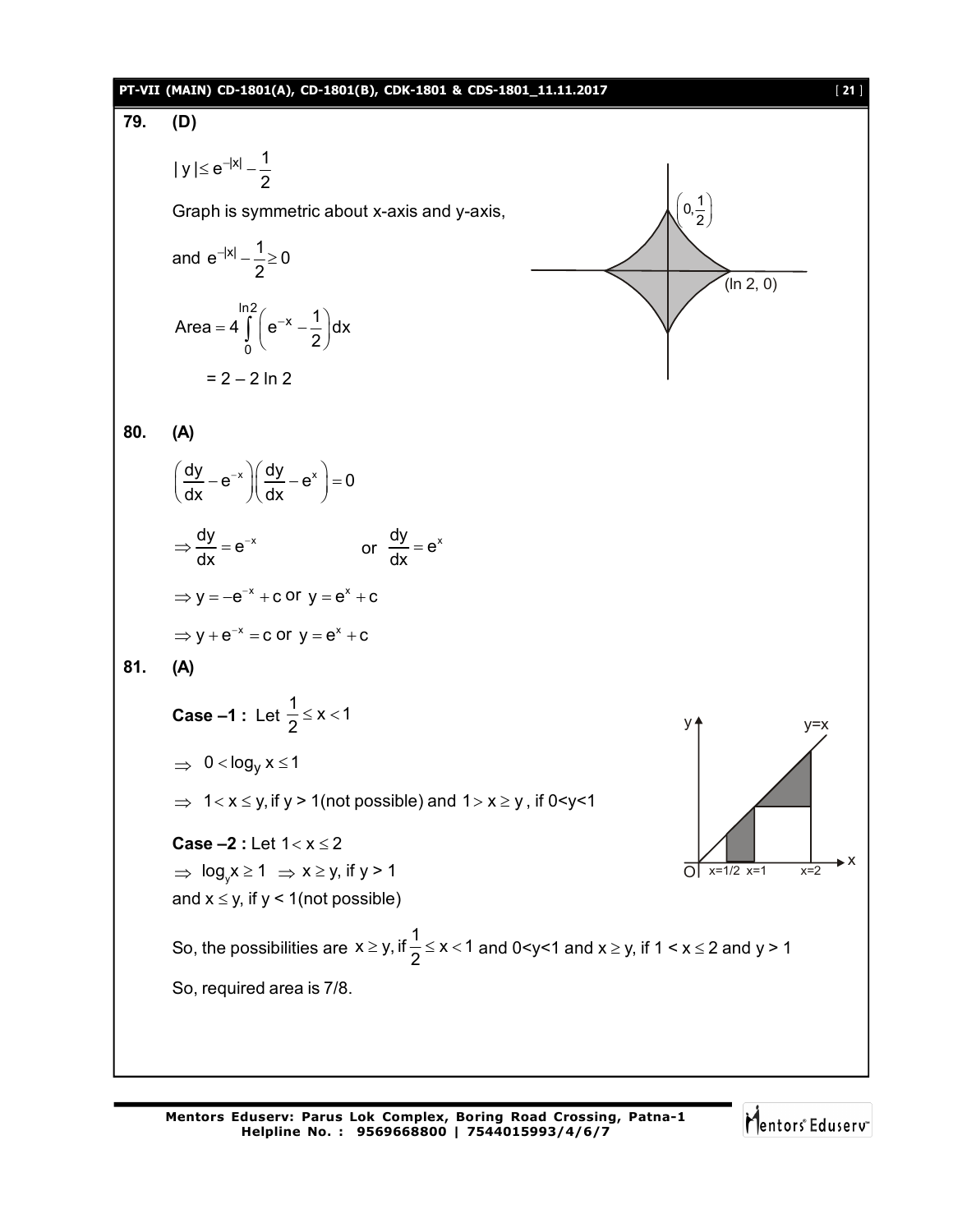**79. (D)**

$$|y| \le e^{-|x|} - \frac{1}{2}$$

Graph is symmetric about x-axis and y-axis,

and $e^{-|x|} - \frac{1}{2} \ge 0$

$$\text{Area} = 4\int_0^{\ln 2}\left(e^{-x} - \frac{1}{2}\right)dx$$

$= 2 - 2\ln 2$

**80. (A)**

$$\left(\frac{dy}{dx} - e^{-x}\right)\left(\frac{dy}{dx} - e^{x}\right) = 0$$

$\Rightarrow \frac{dy}{dx} = e^{-x}$ or $\frac{dy}{dx} = e^{x}$

$\Rightarrow y = -e^{-x} + c$ or $y = e^{x} + c$

$\Rightarrow y + e^{-x} = c$ or $y = e^{x} + c$

**81. (A)**

**Case –1 :** Let $\frac{1}{2} \le x < 1$

$\Rightarrow 0 < \log_y x \le 1$

$\Rightarrow 1 < x \le y$, if y > 1(not possible) and $1 > x \ge y$, if 0<y<1

**Case –2 :** Let $1 < x \le 2$

$\Rightarrow \log_y x \ge 1 \Rightarrow x \ge y$, if y > 1

and $x \le y$, if y < 1(not possible)

So, the possibilities are $x \ge y$, if $\frac{1}{2} \le x < 1$ and 0<y<1 and $x \ge y$, if $1 < x \le 2$ and y > 1

So, required area is 7/8.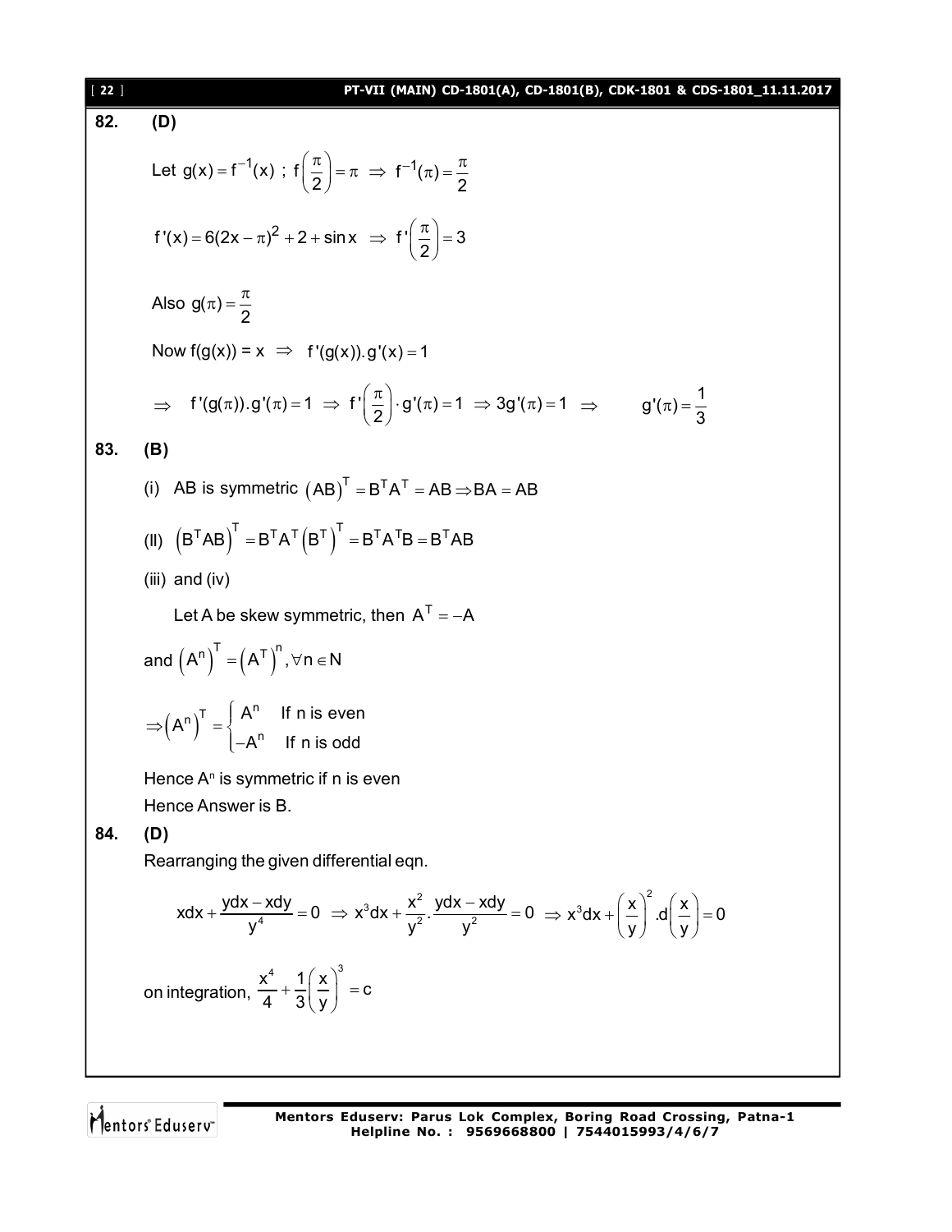**82.** **(D)**

Let $g(x) = f^{-1}(x)$ ; $f\left(\frac{\pi}{2}\right) = \pi \Rightarrow f^{-1}(\pi) = \frac{\pi}{2}$

$f'(x) = 6(2x-\pi)^2 + 2 + \sin x \Rightarrow f'\left(\frac{\pi}{2}\right) = 3$

Also $g(\pi) = \frac{\pi}{2}$

Now f(g(x)) = x $\Rightarrow$ $f'(g(x)).g'(x) = 1$

$\Rightarrow \quad f'(g(\pi)).g'(\pi) = 1 \Rightarrow f'\left(\frac{\pi}{2}\right)\cdot g'(\pi) = 1 \Rightarrow 3g'(\pi) = 1 \Rightarrow \qquad g'(\pi) = \frac{1}{3}$

**83.** **(B)**

(i) AB is symmetric $(AB)^T = B^TA^T = AB \Rightarrow BA = AB$

(II) $\left(B^TAB\right)^T = B^TA^T\left(B^T\right)^T = B^TA^TB = B^TAB$

(iii) and (iv)

Let A be skew symmetric, then $A^T = -A$

and $\left(A^n\right)^T = \left(A^T\right)^n, \forall n \in N$

$$\Rightarrow \left(A^n\right)^T = \begin{cases} A^n & \text{If n is even} \\ -A^n & \text{If n is odd} \end{cases}$$

Hence $A^n$ is symmetric if n is even

Hence Answer is B.

**84.** **(D)**

Rearranging the given differential eqn.

$$xdx + \frac{ydx - xdy}{y^4} = 0 \Rightarrow x^3dx + \frac{x^2}{y^2}.\frac{ydx - xdy}{y^2} = 0 \Rightarrow x^3dx + \left(\frac{x}{y}\right)^2.d\left(\frac{x}{y}\right) = 0$$

on integration, $\frac{x^4}{4} + \frac{1}{3}\left(\frac{x}{y}\right)^3 = c$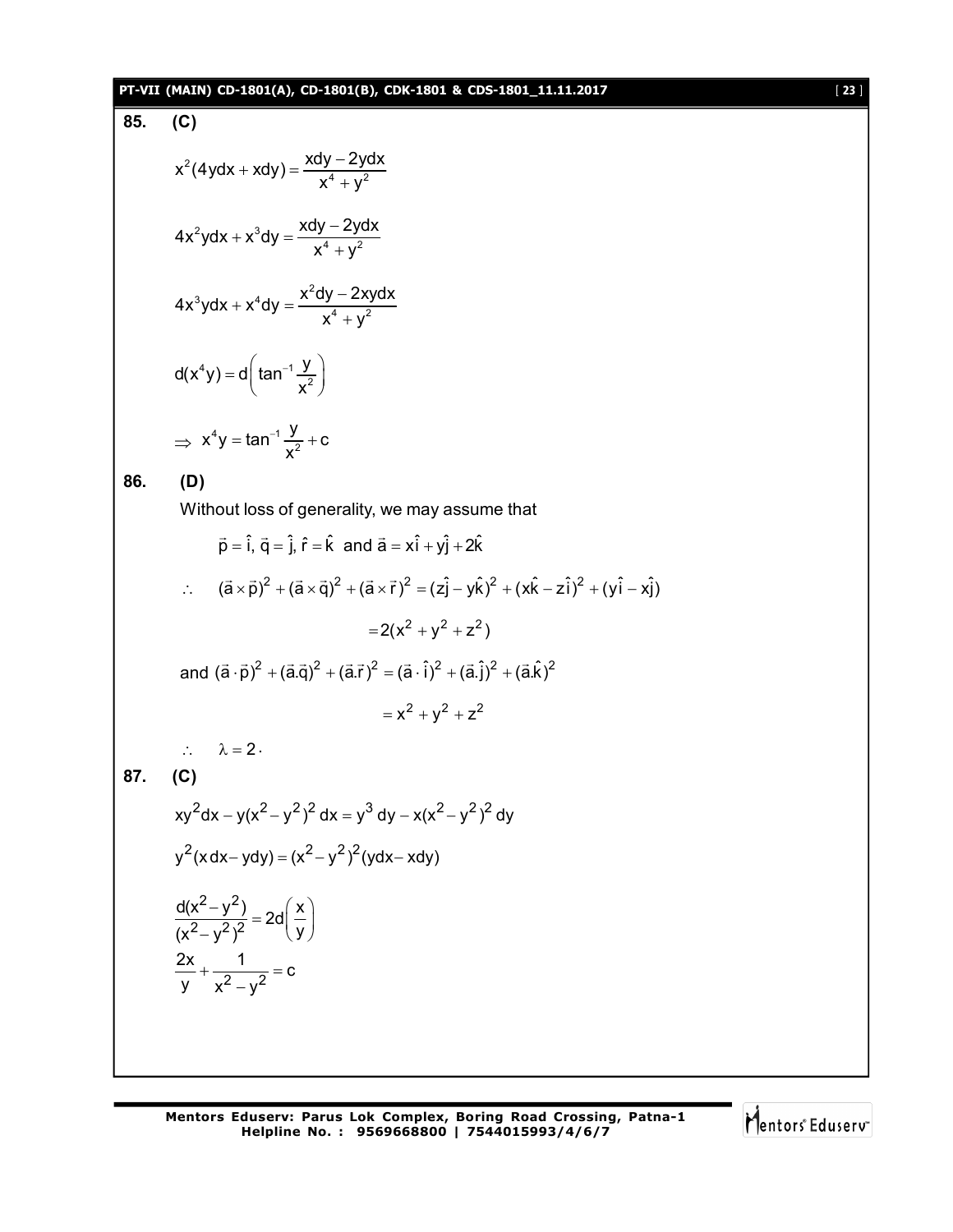**85. (C)**

$$x^2(4ydx + xdy) = \frac{xdy - 2ydx}{x^4 + y^2}$$

$$4x^2ydx + x^3dy = \frac{xdy - 2ydx}{x^4 + y^2}$$

$$4x^3ydx + x^4dy = \frac{x^2dy - 2xydx}{x^4 + y^2}$$

$$d(x^4y) = d\left(\tan^{-1}\frac{y}{x^2}\right)$$

$$\Rightarrow x^4y = \tan^{-1}\frac{y}{x^2} + c$$

**86. (D)**

Without loss of generality, we may assume that

$$\vec{p} = \hat{i},\ \vec{q} = \hat{j},\ \vec{r} = \hat{k} \text{ and } \vec{a} = x\hat{i} + y\hat{j} + 2\hat{k}$$

$$\therefore \quad (\vec{a}\times\vec{p})^2 + (\vec{a}\times\vec{q})^2 + (\vec{a}\times\vec{r})^2 = (z\hat{j} - y\hat{k})^2 + (x\hat{k} - z\hat{i})^2 + (y\hat{i} - x\hat{j})$$

$$= 2(x^2 + y^2 + z^2)$$

and $(\vec{a}\cdot\vec{p})^2 + (\vec{a}.\vec{q})^2 + (\vec{a}.\vec{r})^2 = (\vec{a}\cdot\hat{i})^2 + (\vec{a}.\hat{j})^2 + (\vec{a}.\hat{k})^2$

$$= x^2 + y^2 + z^2$$

$\therefore \quad \lambda = 2\cdot$

**87. (C)**

$$xy^2dx - y(x^2 - y^2)^2\,dx = y^3\,dy - x(x^2 - y^2)^2\,dy$$

$$y^2(x\,dx - ydy) = (x^2 - y^2)^2(ydx - xdy)$$

$$\frac{d(x^2 - y^2)}{(x^2 - y^2)^2} = 2d\left(\frac{x}{y}\right)$$

$$\frac{2x}{y} + \frac{1}{x^2 - y^2} = c$$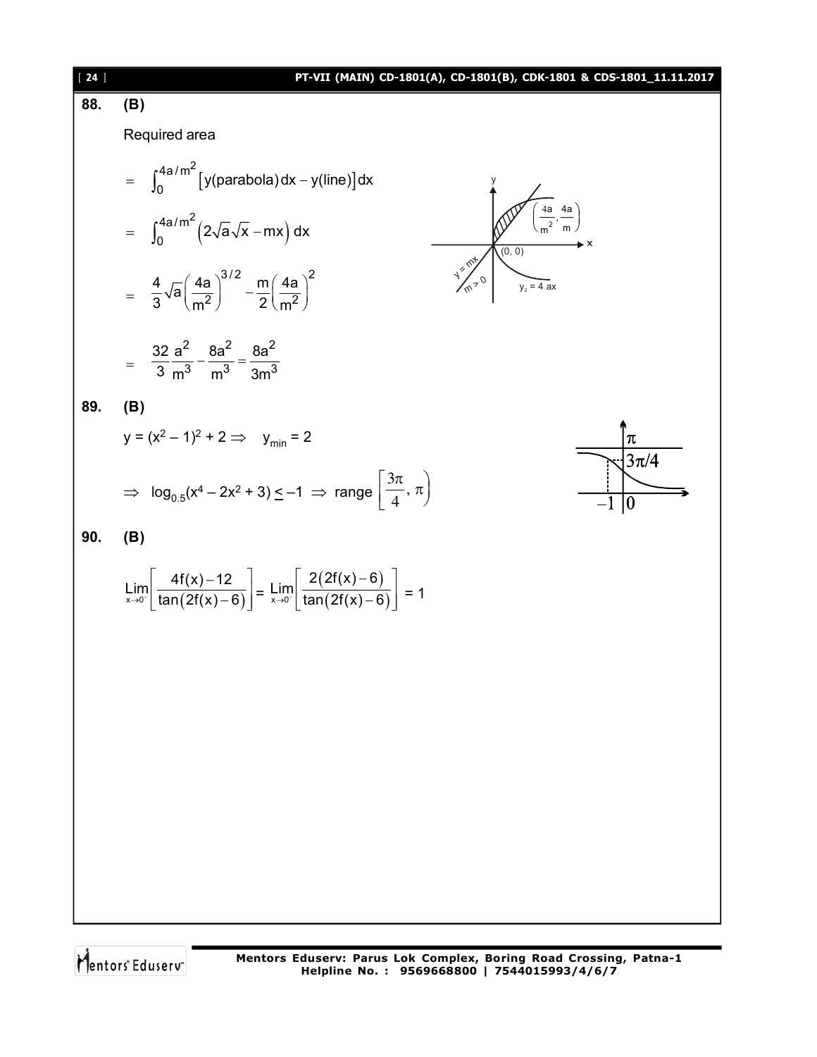**88. (B)**

Required area

$$= \int_0^{4a/m^2} \left[ y(\text{parabola})\,dx - y(\text{line}) \right] dx$$

$$= \int_0^{4a/m^2} \left( 2\sqrt{a}\sqrt{x} - mx \right) dx$$

$$= \frac{4}{3}\sqrt{a}\left(\frac{4a}{m^2}\right)^{3/2} - \frac{m}{2}\left(\frac{4a}{m^2}\right)^2$$

$$= \frac{32}{3}\frac{a^2}{m^3} - \frac{8a^2}{m^3} = \frac{8a^2}{3m^3}$$

y

x

$\left(\frac{4a}{m^2}, \frac{4a}{m}\right)$

(0, 0)

y = mx

m > 0

$y_2 = 4\,ax$

**89. (B)**

$y = (x^2 - 1)^2 + 2 \Rightarrow \quad y_{min} = 2$

$\Rightarrow \; \log_{0.5}(x^4 - 2x^2 + 3) \le -1 \; \Rightarrow$ range $\left[\frac{3\pi}{4}, \pi\right)$

$\pi$

$3\pi/4$

$-1$ $0$

**90. (B)**

$$\lim_{x \to 0^-}\left[\frac{4f(x) - 12}{\tan(2f(x) - 6)}\right] = \lim_{x \to 0^-}\left[\frac{2(2f(x) - 6)}{\tan(2f(x) - 6)}\right] = 1$$